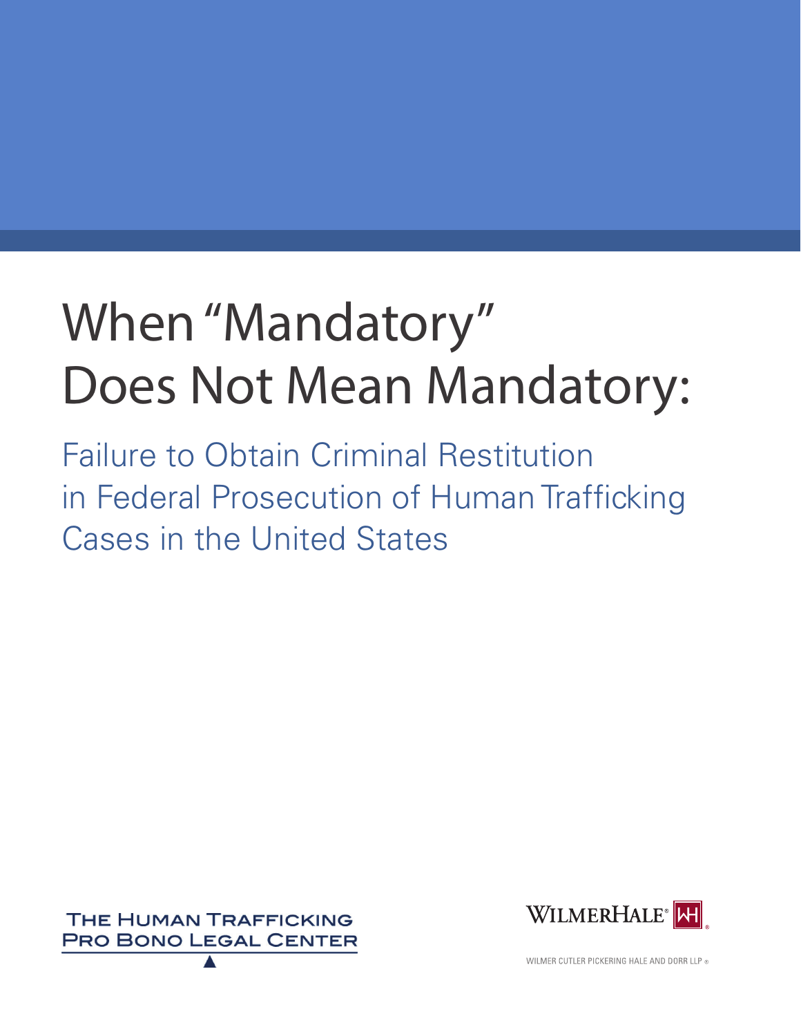# When "Mandatory" Does Not Mean Mandatory:

## Failure to Obtain Criminal Restitution in Federal Prosecution of Human Trafficking Cases in the United States

THE HUMAN TRAFFICKING PRO BONO LEGAL CENTER

WILMERHALE®

WILMER CUTLER PICKERING HALE AND DORR LLP ®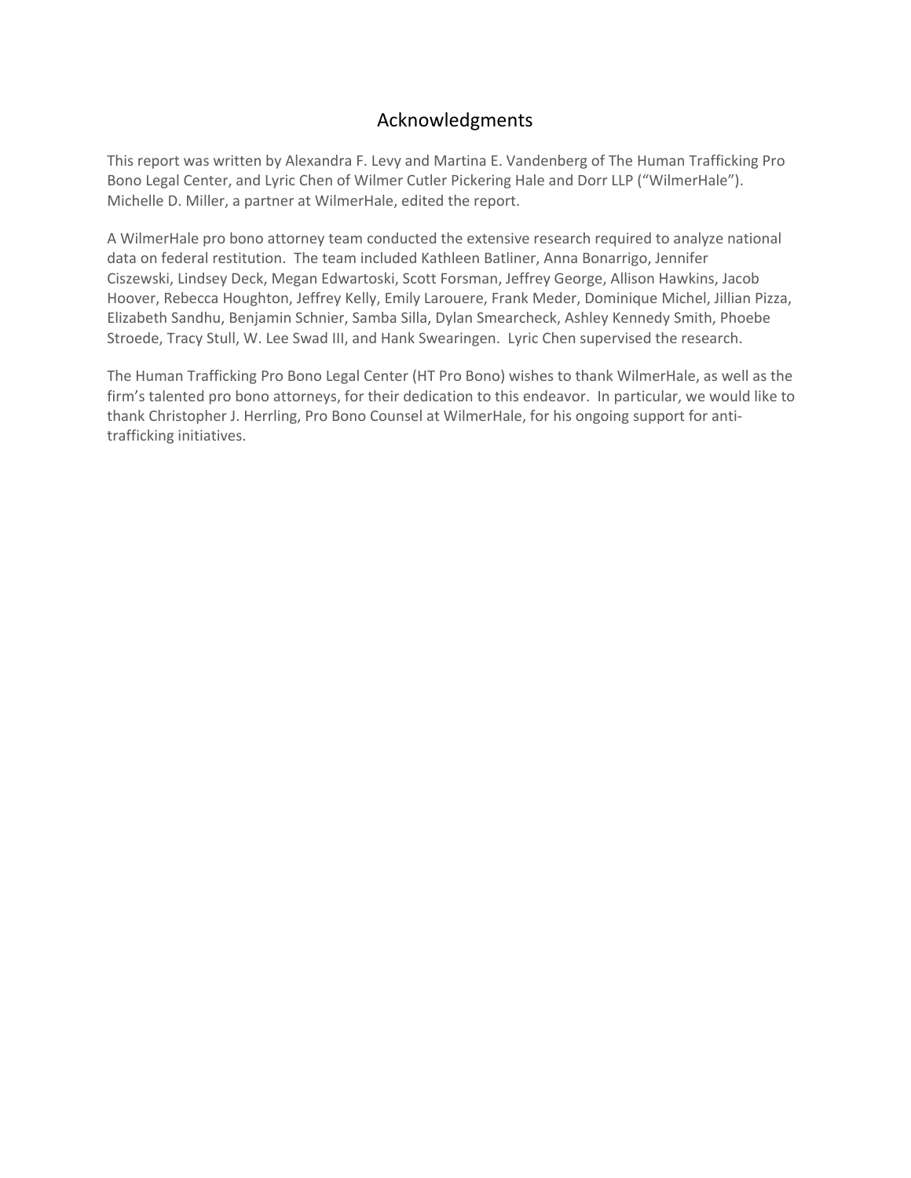# Acknowledgments

This report was written by Alexandra F. Levy and Martina E. Vandenberg of The Human Trafficking Pro Bono Legal Center, and Lyric Chen of Wilmer Cutler Pickering Hale and Dorr LLP ("WilmerHale"). Michelle D. Miller, a partner at WilmerHale, edited the report.

A WilmerHale pro bono attorney team conducted the extensive research required to analyze national data on federal restitution. The team included Kathleen Batliner, Anna Bonarrigo, Jennifer Ciszewski, Lindsey Deck, Megan Edwartoski, Scott Forsman, Jeffrey George, Allison Hawkins, Jacob Hoover, Rebecca Houghton, Jeffrey Kelly, Emily Larouere, Frank Meder, Dominique Michel, Jillian Pizza, Elizabeth Sandhu, Benjamin Schnier, Samba Silla, Dylan Smearcheck, Ashley Kennedy Smith, Phoebe Stroede, Tracy Stull, W. Lee Swad III, and Hank Swearingen. Lyric Chen supervised the research.

The Human Trafficking Pro Bono Legal Center (HT Pro Bono) wishes to thank WilmerHale, as well as the firm's talented pro bono attorneys, for their dedication to this endeavor. In particular, we would like to thank Christopher J. Herrling, Pro Bono Counsel at WilmerHale, for his ongoing support for anti-trafficking initiatives.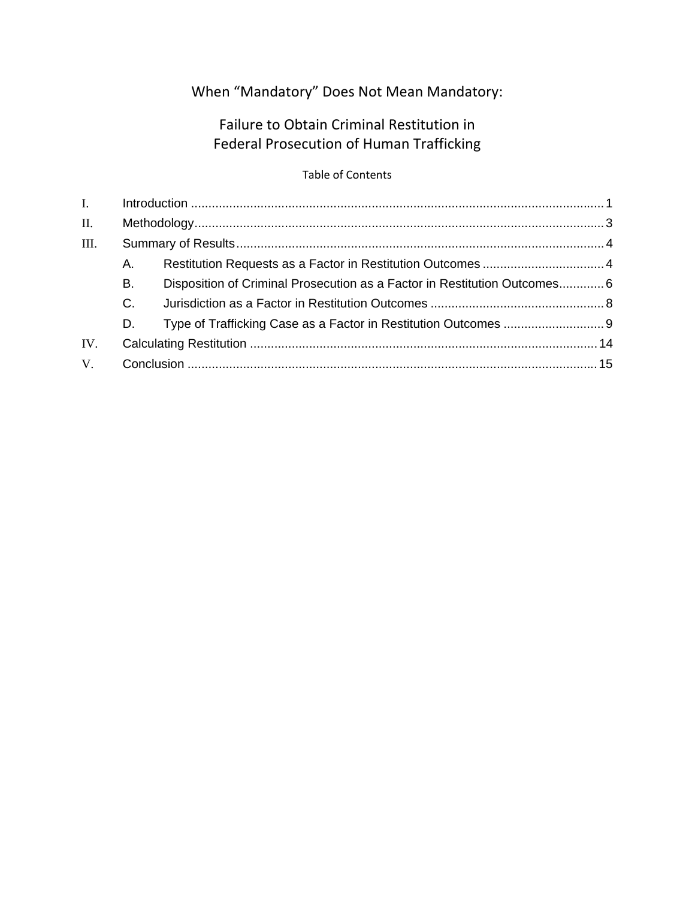# When "Mandatory" Does Not Mean Mandatory:

## Failure to Obtain Criminal Restitution in Federal Prosecution of Human Trafficking

Table of Contents

- I. Introduction ........................................................................................................................ 1
- II. Methodology...................................................................................................................... 3
- III. Summary of Results .......................................................................................................... 4
  - A. Restitution Requests as a Factor in Restitution Outcomes .................................... 4
  - B. Disposition of Criminal Prosecution as a Factor in Restitution Outcomes............. 6
  - C. Jurisdiction as a Factor in Restitution Outcomes .................................................. 8
  - D. Type of Trafficking Case as a Factor in Restitution Outcomes ............................. 9
- IV. Calculating Restitution .................................................................................................... 14
- V. Conclusion ...................................................................................................................... 15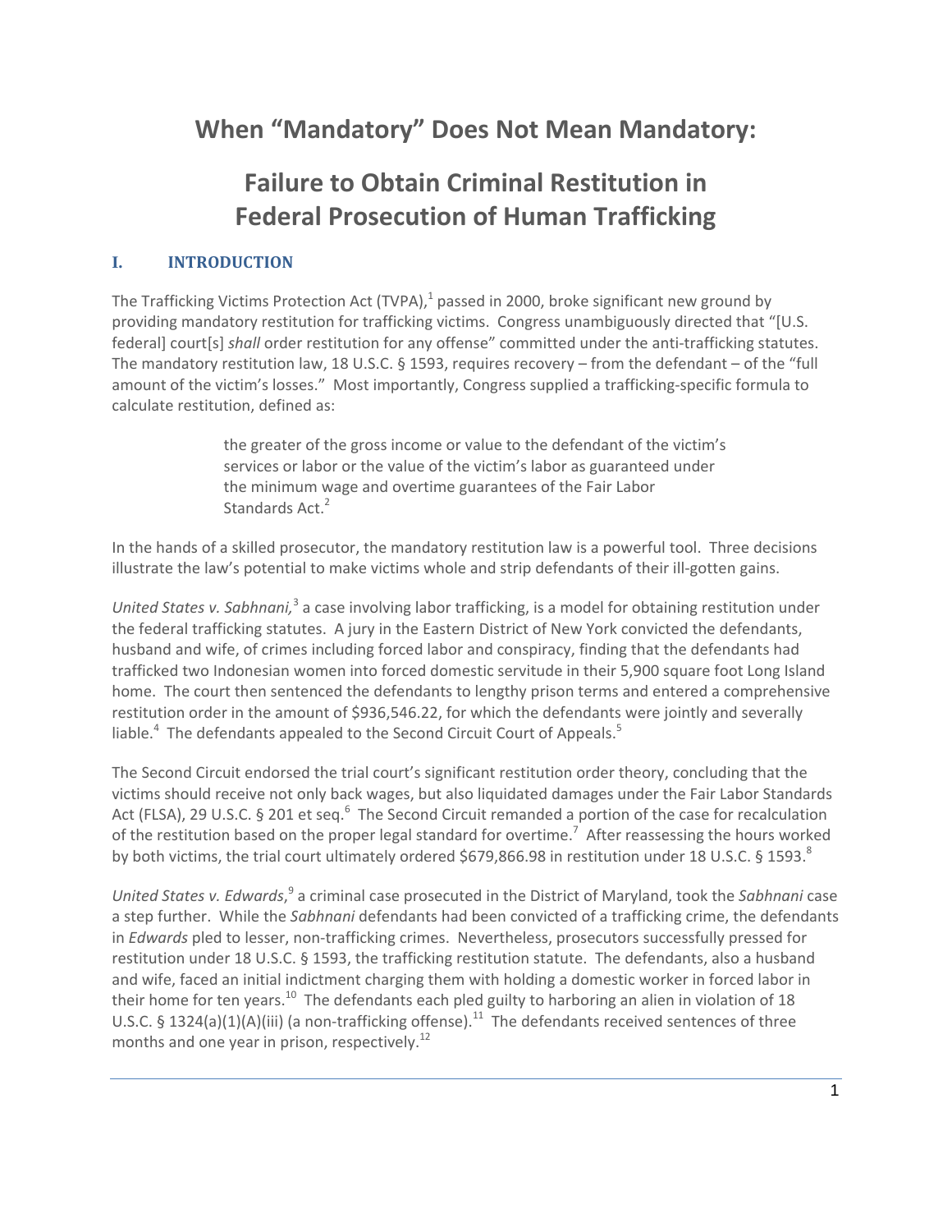# When "Mandatory" Does Not Mean Mandatory:

## Failure to Obtain Criminal Restitution in Federal Prosecution of Human Trafficking

### I. INTRODUCTION

The Trafficking Victims Protection Act (TVPA),[1] passed in 2000, broke significant new ground by providing mandatory restitution for trafficking victims. Congress unambiguously directed that "[U.S. federal] court[s] *shall* order restitution for any offense" committed under the anti-trafficking statutes. The mandatory restitution law, 18 U.S.C. § 1593, requires recovery – from the defendant – of the "full amount of the victim's losses." Most importantly, Congress supplied a trafficking-specific formula to calculate restitution, defined as:

> the greater of the gross income or value to the defendant of the victim's services or labor or the value of the victim's labor as guaranteed under the minimum wage and overtime guarantees of the Fair Labor Standards Act.[2]

In the hands of a skilled prosecutor, the mandatory restitution law is a powerful tool. Three decisions illustrate the law's potential to make victims whole and strip defendants of their ill-gotten gains.

*United States v. Sabhnani,*[3] a case involving labor trafficking, is a model for obtaining restitution under the federal trafficking statutes. A jury in the Eastern District of New York convicted the defendants, husband and wife, of crimes including forced labor and conspiracy, finding that the defendants had trafficked two Indonesian women into forced domestic servitude in their 5,900 square foot Long Island home. The court then sentenced the defendants to lengthy prison terms and entered a comprehensive restitution order in the amount of $936,546.22, for which the defendants were jointly and severally liable.[4] The defendants appealed to the Second Circuit Court of Appeals.[5]

The Second Circuit endorsed the trial court's significant restitution order theory, concluding that the victims should receive not only back wages, but also liquidated damages under the Fair Labor Standards Act (FLSA), 29 U.S.C. § 201 et seq.[6] The Second Circuit remanded a portion of the case for recalculation of the restitution based on the proper legal standard for overtime.[7] After reassessing the hours worked by both victims, the trial court ultimately ordered $679,866.98 in restitution under 18 U.S.C. § 1593.[8]

*United States v. Edwards*,[9] a criminal case prosecuted in the District of Maryland, took the *Sabhnani* case a step further. While the *Sabhnani* defendants had been convicted of a trafficking crime, the defendants in *Edwards* pled to lesser, non-trafficking crimes. Nevertheless, prosecutors successfully pressed for restitution under 18 U.S.C. § 1593, the trafficking restitution statute. The defendants, also a husband and wife, faced an initial indictment charging them with holding a domestic worker in forced labor in their home for ten years.[10] The defendants each pled guilty to harboring an alien in violation of 18 U.S.C. § 1324(a)(1)(A)(iii) (a non-trafficking offense).[11] The defendants received sentences of three months and one year in prison, respectively.[12]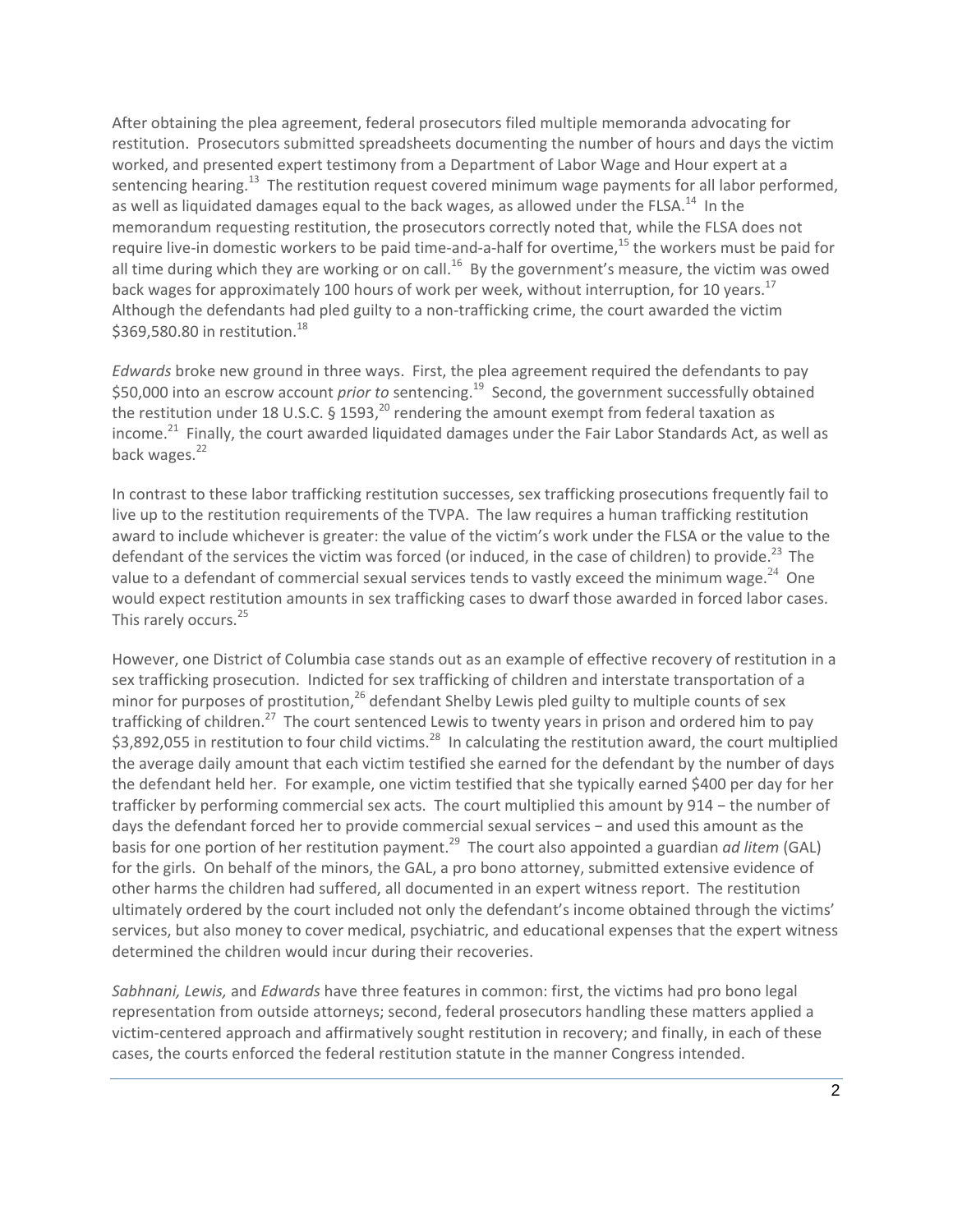After obtaining the plea agreement, federal prosecutors filed multiple memoranda advocating for restitution. Prosecutors submitted spreadsheets documenting the number of hours and days the victim worked, and presented expert testimony from a Department of Labor Wage and Hour expert at a sentencing hearing.[13] The restitution request covered minimum wage payments for all labor performed, as well as liquidated damages equal to the back wages, as allowed under the FLSA.[14] In the memorandum requesting restitution, the prosecutors correctly noted that, while the FLSA does not require live-in domestic workers to be paid time-and-a-half for overtime,[15] the workers must be paid for all time during which they are working or on call.[16] By the government's measure, the victim was owed back wages for approximately 100 hours of work per week, without interruption, for 10 years.[17] Although the defendants had pled guilty to a non-trafficking crime, the court awarded the victim $369,580.80 in restitution.[18]

*Edwards* broke new ground in three ways. First, the plea agreement required the defendants to pay $50,000 into an escrow account *prior to* sentencing.[19] Second, the government successfully obtained the restitution under 18 U.S.C. § 1593,[20] rendering the amount exempt from federal taxation as income.[21] Finally, the court awarded liquidated damages under the Fair Labor Standards Act, as well as back wages.[22]

In contrast to these labor trafficking restitution successes, sex trafficking prosecutions frequently fail to live up to the restitution requirements of the TVPA. The law requires a human trafficking restitution award to include whichever is greater: the value of the victim's work under the FLSA or the value to the defendant of the services the victim was forced (or induced, in the case of children) to provide.[23] The value to a defendant of commercial sexual services tends to vastly exceed the minimum wage.[24] One would expect restitution amounts in sex trafficking cases to dwarf those awarded in forced labor cases. This rarely occurs.[25]

However, one District of Columbia case stands out as an example of effective recovery of restitution in a sex trafficking prosecution. Indicted for sex trafficking of children and interstate transportation of a minor for purposes of prostitution,[26] defendant Shelby Lewis pled guilty to multiple counts of sex trafficking of children.[27] The court sentenced Lewis to twenty years in prison and ordered him to pay $3,892,055 in restitution to four child victims.[28] In calculating the restitution award, the court multiplied the average daily amount that each victim testified she earned for the defendant by the number of days the defendant held her. For example, one victim testified that she typically earned $400 per day for her trafficker by performing commercial sex acts. The court multiplied this amount by 914 – the number of days the defendant forced her to provide commercial sexual services – and used this amount as the basis for one portion of her restitution payment.[29] The court also appointed a guardian *ad litem* (GAL) for the girls. On behalf of the minors, the GAL, a pro bono attorney, submitted extensive evidence of other harms the children had suffered, all documented in an expert witness report. The restitution ultimately ordered by the court included not only the defendant's income obtained through the victims' services, but also money to cover medical, psychiatric, and educational expenses that the expert witness determined the children would incur during their recoveries.

*Sabhnani, Lewis,* and *Edwards* have three features in common: first, the victims had pro bono legal representation from outside attorneys; second, federal prosecutors handling these matters applied a victim-centered approach and affirmatively sought restitution in recovery; and finally, in each of these cases, the courts enforced the federal restitution statute in the manner Congress intended.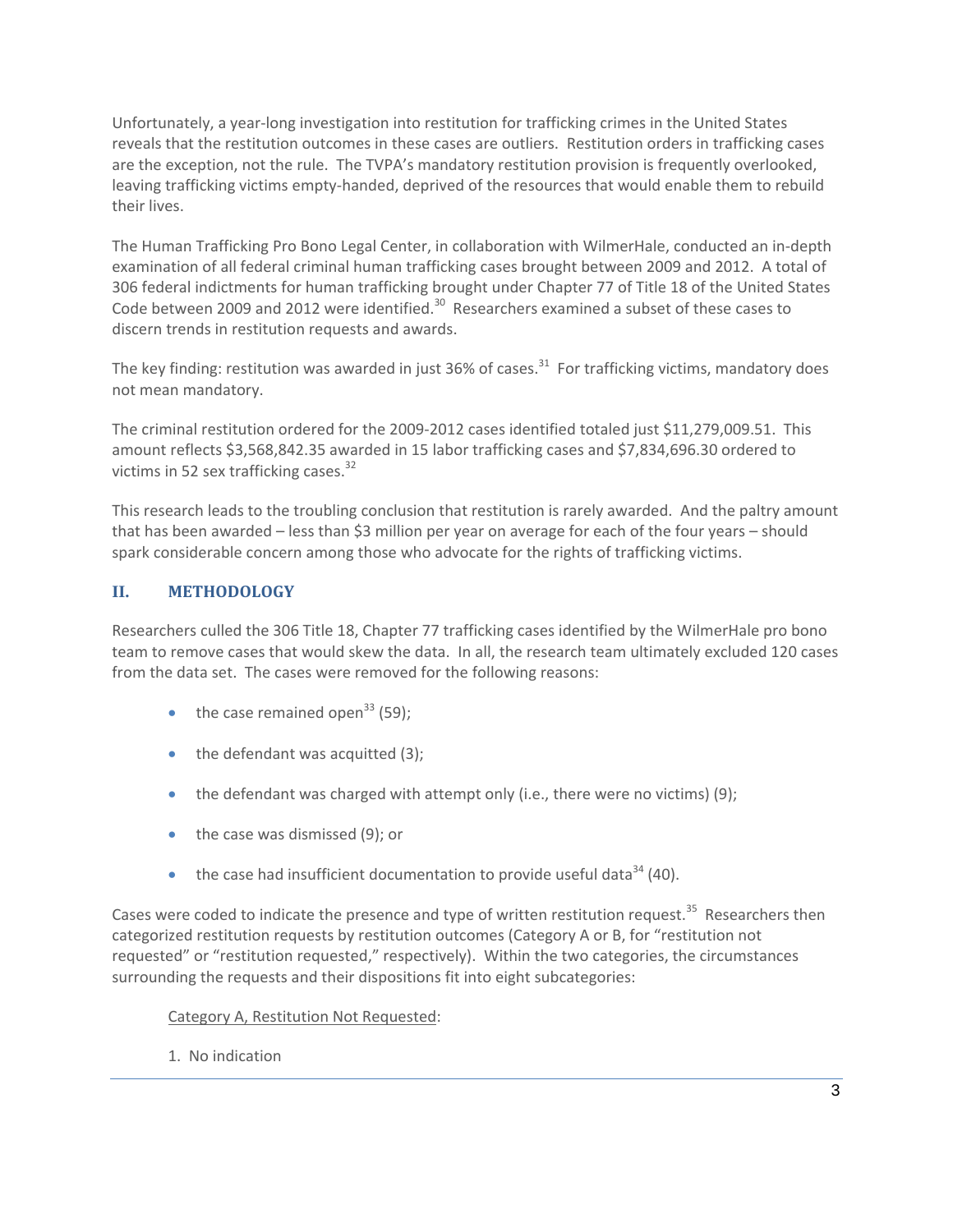Unfortunately, a year-long investigation into restitution for trafficking crimes in the United States reveals that the restitution outcomes in these cases are outliers. Restitution orders in trafficking cases are the exception, not the rule. The TVPA's mandatory restitution provision is frequently overlooked, leaving trafficking victims empty-handed, deprived of the resources that would enable them to rebuild their lives.

The Human Trafficking Pro Bono Legal Center, in collaboration with WilmerHale, conducted an in-depth examination of all federal criminal human trafficking cases brought between 2009 and 2012. A total of 306 federal indictments for human trafficking brought under Chapter 77 of Title 18 of the United States Code between 2009 and 2012 were identified.[30] Researchers examined a subset of these cases to discern trends in restitution requests and awards.

The key finding: restitution was awarded in just 36% of cases.[31] For trafficking victims, mandatory does not mean mandatory.

The criminal restitution ordered for the 2009-2012 cases identified totaled just $11,279,009.51. This amount reflects $3,568,842.35 awarded in 15 labor trafficking cases and $7,834,696.30 ordered to victims in 52 sex trafficking cases.[32]

This research leads to the troubling conclusion that restitution is rarely awarded. And the paltry amount that has been awarded – less than $3 million per year on average for each of the four years – should spark considerable concern among those who advocate for the rights of trafficking victims.

## II. METHODOLOGY

Researchers culled the 306 Title 18, Chapter 77 trafficking cases identified by the WilmerHale pro bono team to remove cases that would skew the data. In all, the research team ultimately excluded 120 cases from the data set. The cases were removed for the following reasons:

- the case remained open[33] (59);
- the defendant was acquitted (3);
- the defendant was charged with attempt only (i.e., there were no victims) (9);
- the case was dismissed (9); or
- the case had insufficient documentation to provide useful data[34] (40).

Cases were coded to indicate the presence and type of written restitution request.[35] Researchers then categorized restitution requests by restitution outcomes (Category A or B, for "restitution not requested" or "restitution requested," respectively). Within the two categories, the circumstances surrounding the requests and their dispositions fit into eight subcategories:

Category A, Restitution Not Requested:

1. No indication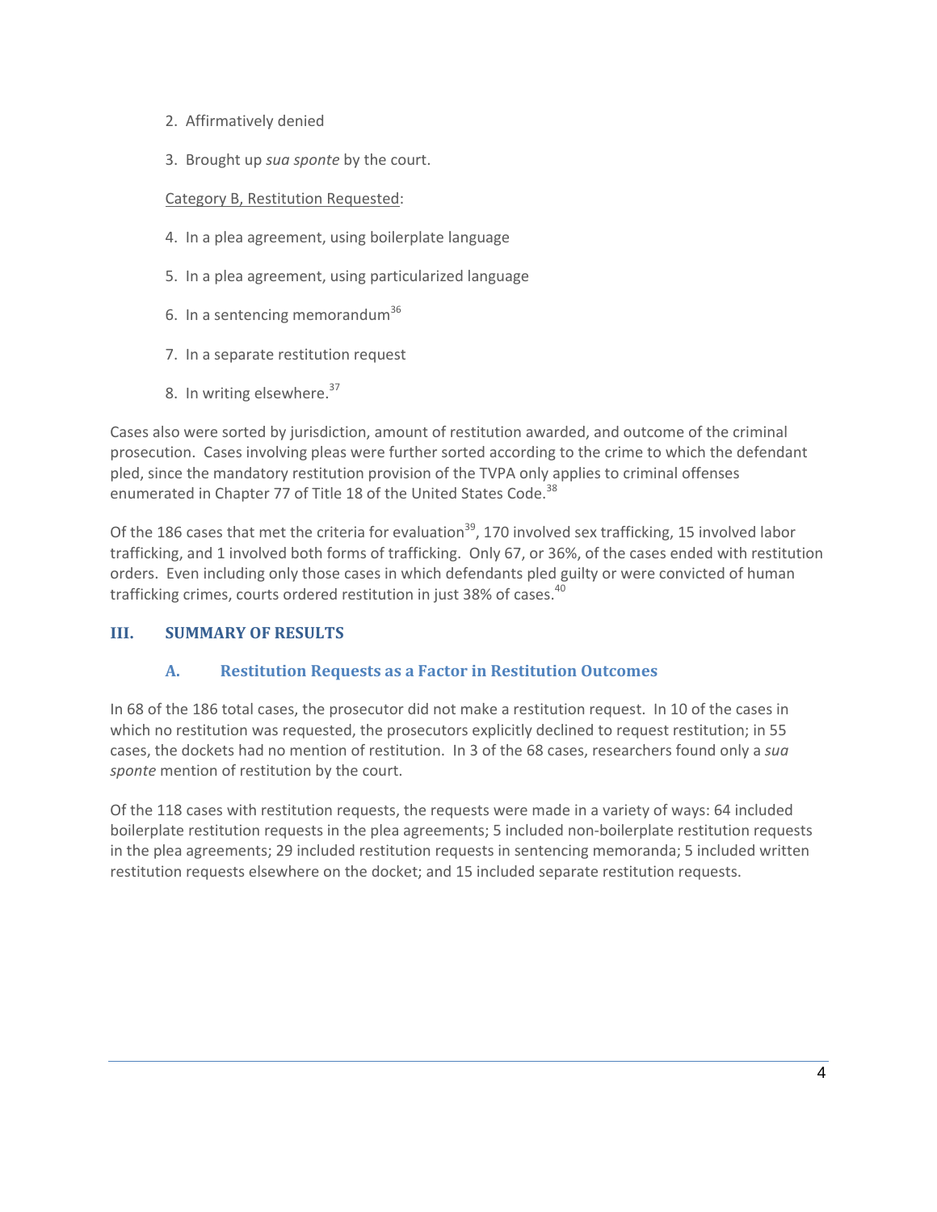2. Affirmatively denied

3. Brought up *sua sponte* by the court.

Category B, Restitution Requested:

4. In a plea agreement, using boilerplate language

5. In a plea agreement, using particularized language

6. In a sentencing memorandum[36]

7. In a separate restitution request

8. In writing elsewhere.[37]

Cases also were sorted by jurisdiction, amount of restitution awarded, and outcome of the criminal prosecution. Cases involving pleas were further sorted according to the crime to which the defendant pled, since the mandatory restitution provision of the TVPA only applies to criminal offenses enumerated in Chapter 77 of Title 18 of the United States Code.[38]

Of the 186 cases that met the criteria for evaluation[39], 170 involved sex trafficking, 15 involved labor trafficking, and 1 involved both forms of trafficking. Only 67, or 36%, of the cases ended with restitution orders. Even including only those cases in which defendants pled guilty or were convicted of human trafficking crimes, courts ordered restitution in just 38% of cases.[40]

## III. SUMMARY OF RESULTS

### A. Restitution Requests as a Factor in Restitution Outcomes

In 68 of the 186 total cases, the prosecutor did not make a restitution request. In 10 of the cases in which no restitution was requested, the prosecutors explicitly declined to request restitution; in 55 cases, the dockets had no mention of restitution. In 3 of the 68 cases, researchers found only a *sua sponte* mention of restitution by the court.

Of the 118 cases with restitution requests, the requests were made in a variety of ways: 64 included boilerplate restitution requests in the plea agreements; 5 included non-boilerplate restitution requests in the plea agreements; 29 included restitution requests in sentencing memoranda; 5 included written restitution requests elsewhere on the docket; and 15 included separate restitution requests.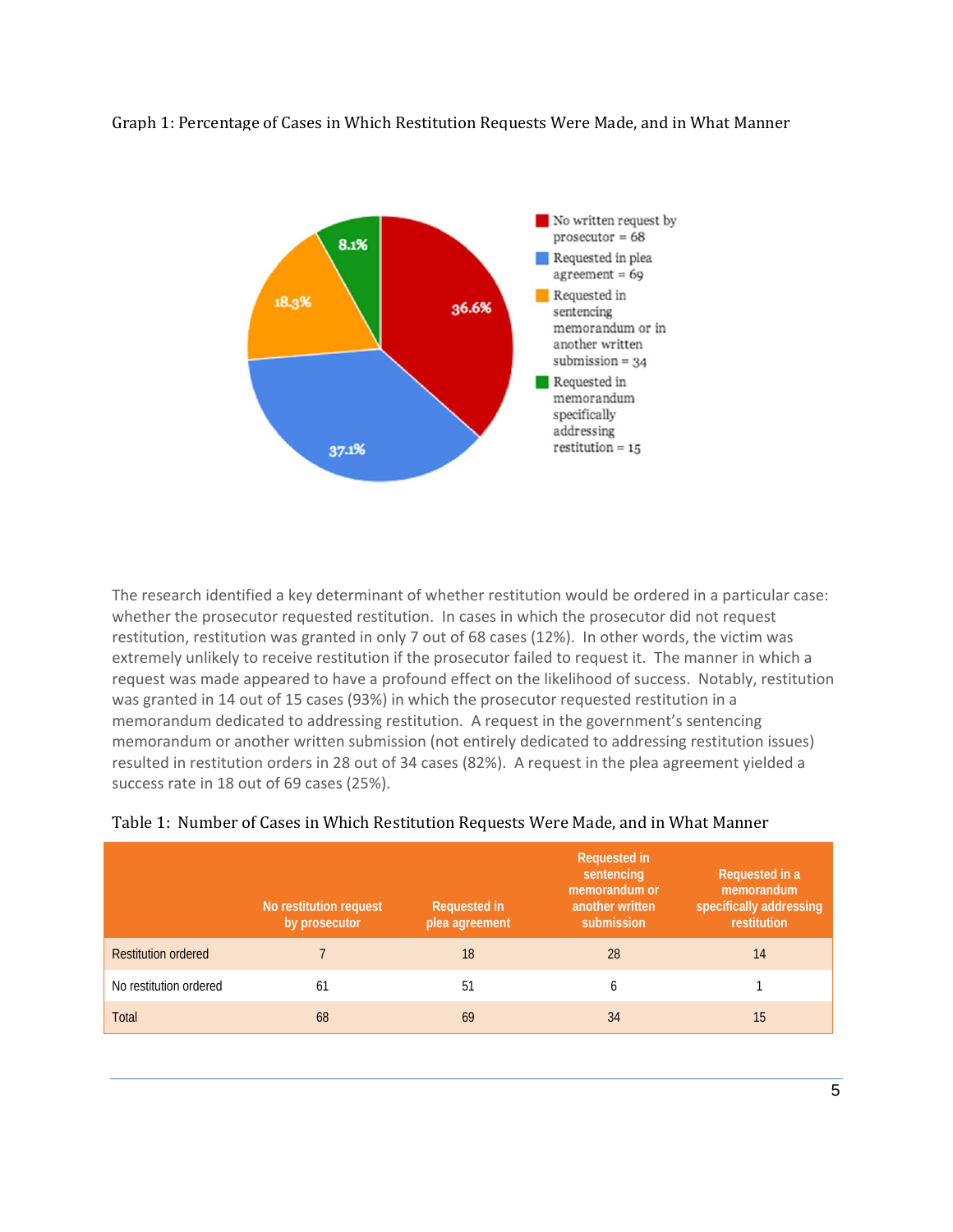Graph 1: Percentage of Cases in Which Restitution Requests Were Made, and in What Manner

- No written request by prosecutor = 68 (36.6%)
- Requested in plea agreement = 69 (37.1%)
- Requested in sentencing memorandum or in another written submission = 34 (18.3%)
- Requested in memorandum specifically addressing restitution = 15 (8.1%)

The research identified a key determinant of whether restitution would be ordered in a particular case: whether the prosecutor requested restitution. In cases in which the prosecutor did not request restitution, restitution was granted in only 7 out of 68 cases (12%). In other words, the victim was extremely unlikely to receive restitution if the prosecutor failed to request it. The manner in which a request was made appeared to have a profound effect on the likelihood of success. Notably, restitution was granted in 14 out of 15 cases (93%) in which the prosecutor requested restitution in a memorandum dedicated to addressing restitution. A request in the government's sentencing memorandum or another written submission (not entirely dedicated to addressing restitution issues) resulted in restitution orders in 28 out of 34 cases (82%). A request in the plea agreement yielded a success rate in 18 out of 69 cases (25%).

Table 1: Number of Cases in Which Restitution Requests Were Made, and in What Manner

| | No restitution request by prosecutor | Requested in plea agreement | Requested in sentencing memorandum or another written submission | Requested in a memorandum specifically addressing restitution |
|---|---|---|---|---|
| Restitution ordered | 7 | 18 | 28 | 14 |
| No restitution ordered | 61 | 51 | 6 | 1 |
| Total | 68 | 69 | 34 | 15 |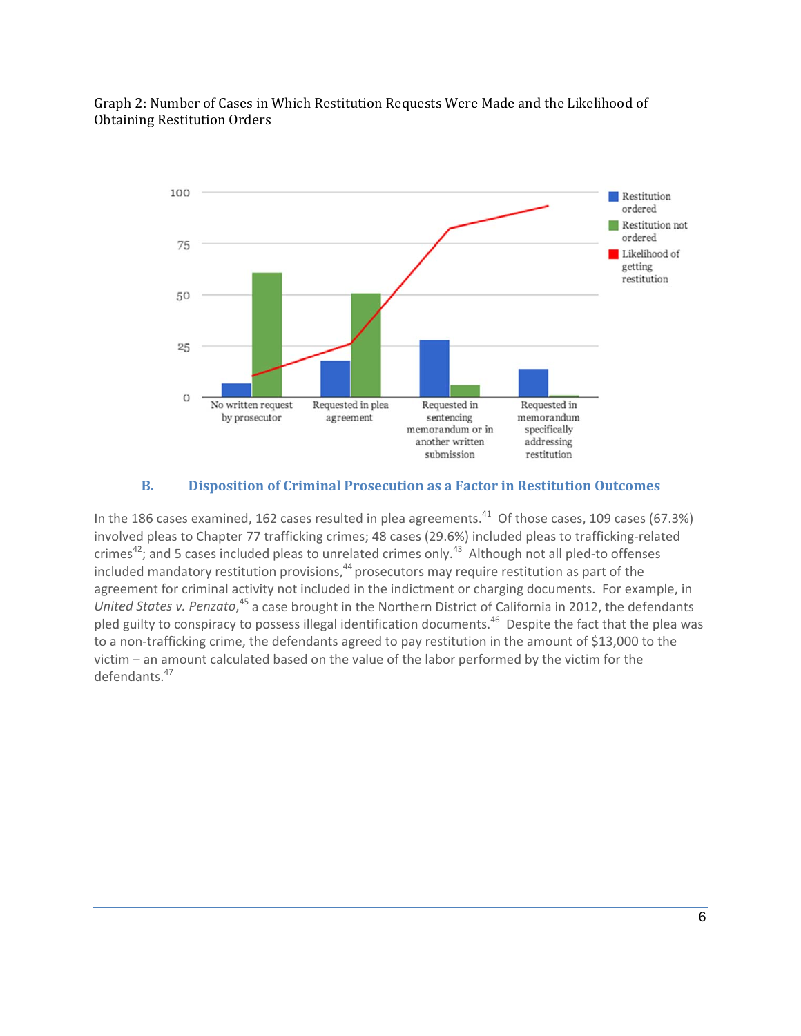Graph 2: Number of Cases in Which Restitution Requests Were Made and the Likelihood of Obtaining Restitution Orders

### B. Disposition of Criminal Prosecution as a Factor in Restitution Outcomes

In the 186 cases examined, 162 cases resulted in plea agreements.[41] Of those cases, 109 cases (67.3%) involved pleas to Chapter 77 trafficking crimes; 48 cases (29.6%) included pleas to trafficking-related crimes[42]; and 5 cases included pleas to unrelated crimes only.[43] Although not all pled-to offenses included mandatory restitution provisions,[44] prosecutors may require restitution as part of the agreement for criminal activity not included in the indictment or charging documents. For example, in *United States v. Penzato*,[45] a case brought in the Northern District of California in 2012, the defendants pled guilty to conspiracy to possess illegal identification documents.[46] Despite the fact that the plea was to a non-trafficking crime, the defendants agreed to pay restitution in the amount of $13,000 to the victim – an amount calculated based on the value of the labor performed by the victim for the defendants.[47]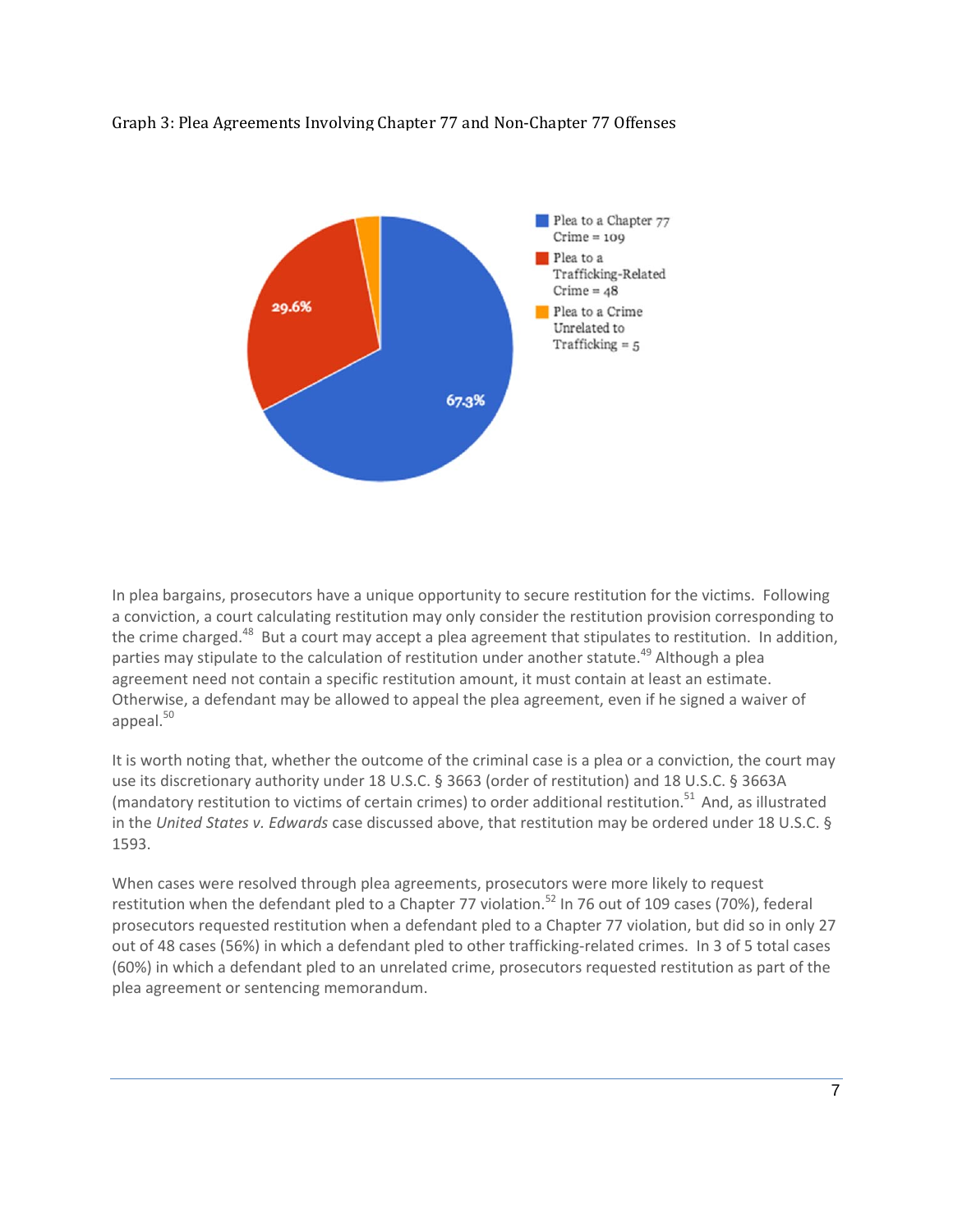Graph 3: Plea Agreements Involving Chapter 77 and Non-Chapter 77 Offenses

- Plea to a Chapter 77 Crime = 109 (67.3%)
- Plea to a Trafficking-Related Crime = 48 (29.6%)
- Plea to a Crime Unrelated to Trafficking = 5

In plea bargains, prosecutors have a unique opportunity to secure restitution for the victims. Following a conviction, a court calculating restitution may only consider the restitution provision corresponding to the crime charged.[48] But a court may accept a plea agreement that stipulates to restitution. In addition, parties may stipulate to the calculation of restitution under another statute.[49] Although a plea agreement need not contain a specific restitution amount, it must contain at least an estimate. Otherwise, a defendant may be allowed to appeal the plea agreement, even if he signed a waiver of appeal.[50]

It is worth noting that, whether the outcome of the criminal case is a plea or a conviction, the court may use its discretionary authority under 18 U.S.C. § 3663 (order of restitution) and 18 U.S.C. § 3663A (mandatory restitution to victims of certain crimes) to order additional restitution.[51] And, as illustrated in the *United States v. Edwards* case discussed above, that restitution may be ordered under 18 U.S.C. § 1593.

When cases were resolved through plea agreements, prosecutors were more likely to request restitution when the defendant pled to a Chapter 77 violation.[52] In 76 out of 109 cases (70%), federal prosecutors requested restitution when a defendant pled to a Chapter 77 violation, but did so in only 27 out of 48 cases (56%) in which a defendant pled to other trafficking-related crimes. In 3 of 5 total cases (60%) in which a defendant pled to an unrelated crime, prosecutors requested restitution as part of the plea agreement or sentencing memorandum.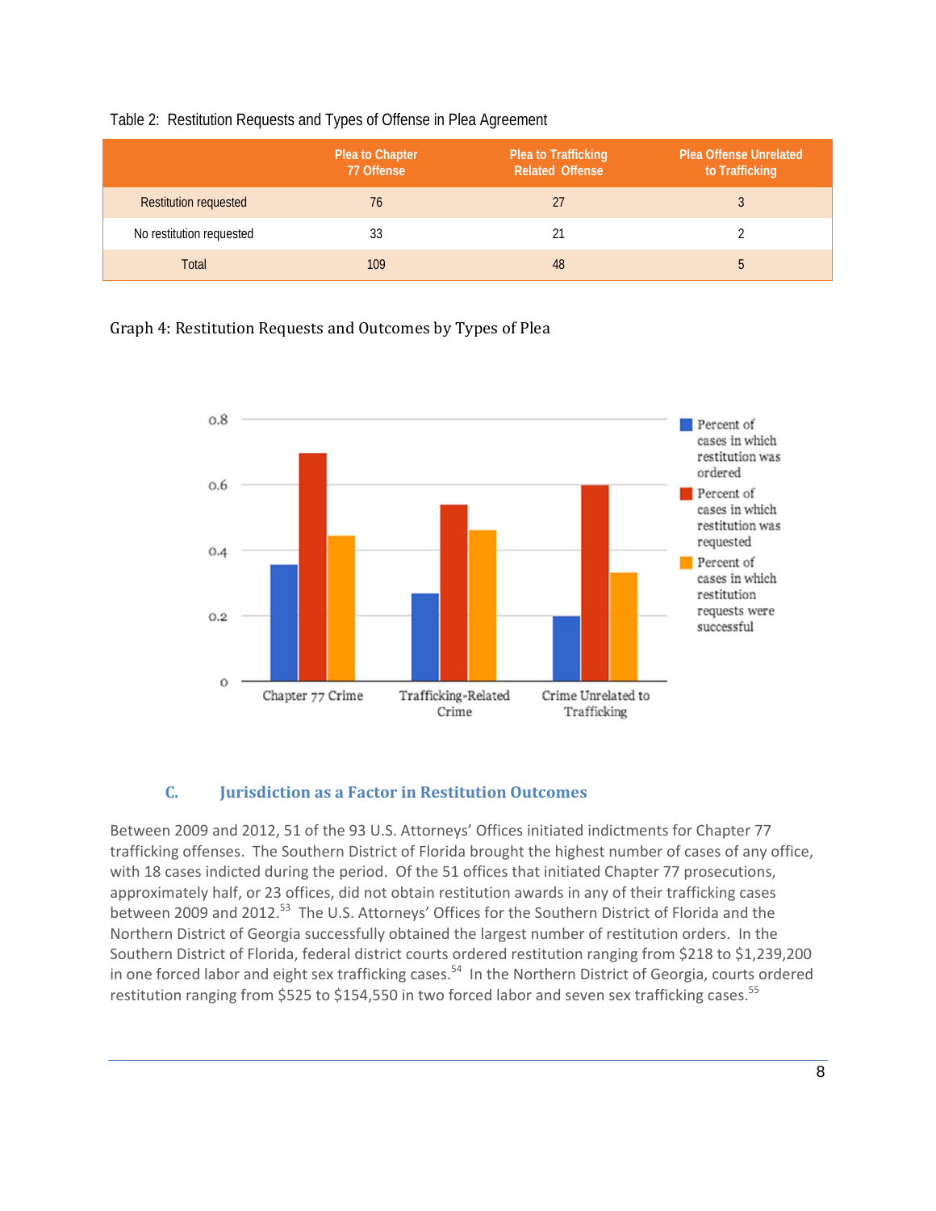Table 2: Restitution Requests and Types of Offense in Plea Agreement

| | Plea to Chapter 77 Offense | Plea to Trafficking Related Offense | Plea Offense Unrelated to Trafficking |
|---|---|---|---|
| Restitution requested | 76 | 27 | 3 |
| No restitution requested | 33 | 21 | 2 |
| Total | 109 | 48 | 5 |

Graph 4: Restitution Requests and Outcomes by Types of Plea

### C. Jurisdiction as a Factor in Restitution Outcomes

Between 2009 and 2012, 51 of the 93 U.S. Attorneys' Offices initiated indictments for Chapter 77 trafficking offenses. The Southern District of Florida brought the highest number of cases of any office, with 18 cases indicted during the period. Of the 51 offices that initiated Chapter 77 prosecutions, approximately half, or 23 offices, did not obtain restitution awards in any of their trafficking cases between 2009 and 2012.[53] The U.S. Attorneys' Offices for the Southern District of Florida and the Northern District of Georgia successfully obtained the largest number of restitution orders. In the Southern District of Florida, federal district courts ordered restitution ranging from $218 to $1,239,200 in one forced labor and eight sex trafficking cases.[54] In the Northern District of Georgia, courts ordered restitution ranging from $525 to $154,550 in two forced labor and seven sex trafficking cases.[55]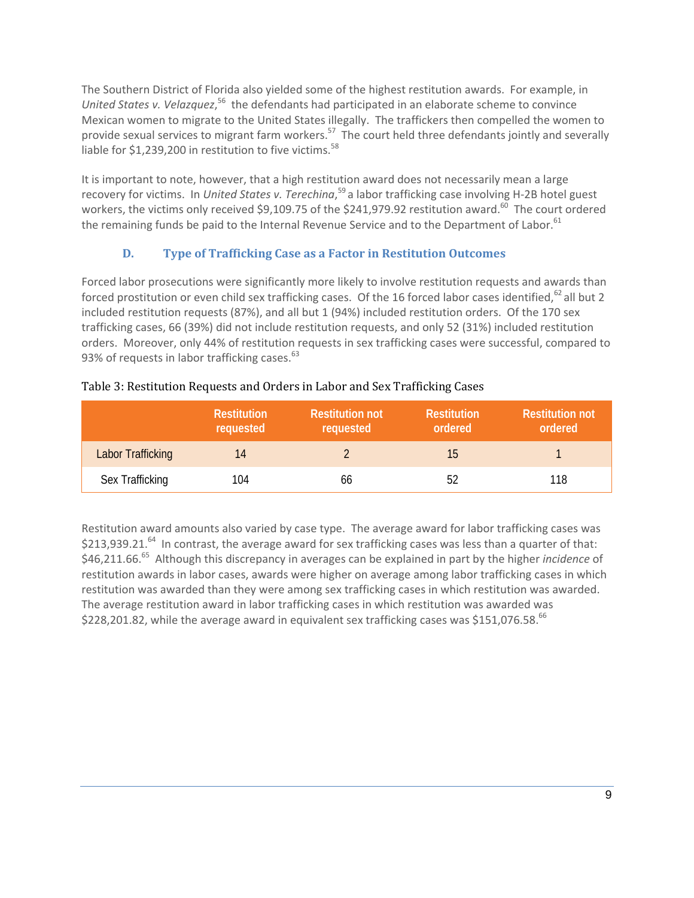The Southern District of Florida also yielded some of the highest restitution awards. For example, in *United States v. Velazquez*,[56] the defendants had participated in an elaborate scheme to convince Mexican women to migrate to the United States illegally. The traffickers then compelled the women to provide sexual services to migrant farm workers.[57] The court held three defendants jointly and severally liable for $1,239,200 in restitution to five victims.[58]

It is important to note, however, that a high restitution award does not necessarily mean a large recovery for victims. In *United States v. Terechina*,[59] a labor trafficking case involving H-2B hotel guest workers, the victims only received $9,109.75 of the $241,979.92 restitution award.[60] The court ordered the remaining funds be paid to the Internal Revenue Service and to the Department of Labor.[61]

### D. Type of Trafficking Case as a Factor in Restitution Outcomes

Forced labor prosecutions were significantly more likely to involve restitution requests and awards than forced prostitution or even child sex trafficking cases. Of the 16 forced labor cases identified,[62] all but 2 included restitution requests (87%), and all but 1 (94%) included restitution orders. Of the 170 sex trafficking cases, 66 (39%) did not include restitution requests, and only 52 (31%) included restitution orders. Moreover, only 44% of restitution requests in sex trafficking cases were successful, compared to 93% of requests in labor trafficking cases.[63]

Table 3: Restitution Requests and Orders in Labor and Sex Trafficking Cases

| | Restitution requested | Restitution not requested | Restitution ordered | Restitution not ordered |
|---|---|---|---|---|
| Labor Trafficking | 14 | 2 | 15 | 1 |
| Sex Trafficking | 104 | 66 | 52 | 118 |

Restitution award amounts also varied by case type. The average award for labor trafficking cases was $213,939.21.[64] In contrast, the average award for sex trafficking cases was less than a quarter of that: $46,211.66.[65] Although this discrepancy in averages can be explained in part by the higher *incidence* of restitution awards in labor cases, awards were higher on average among labor trafficking cases in which restitution was awarded than they were among sex trafficking cases in which restitution was awarded. The average restitution award in labor trafficking cases in which restitution was awarded was $228,201.82, while the average award in equivalent sex trafficking cases was $151,076.58.[66]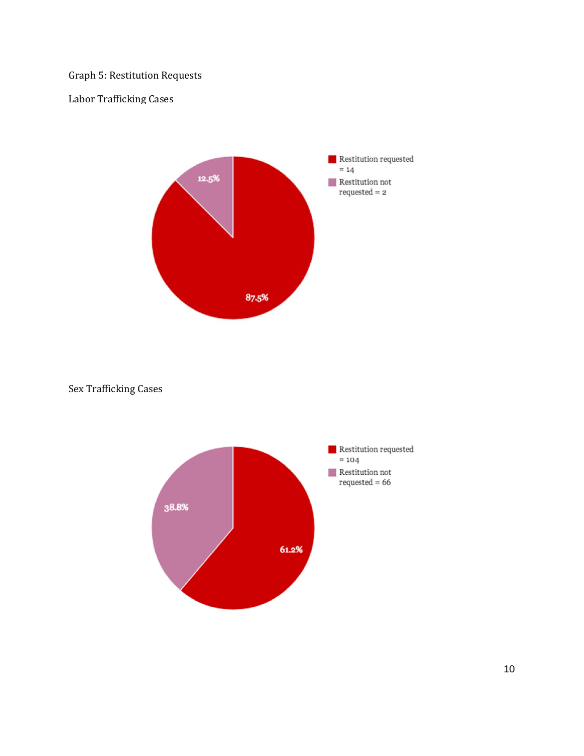Graph 5: Restitution Requests

Labor Trafficking Cases

| | Count | Percentage |
|---|---|---|
| Restitution requested | 14 | 87.5% |
| Restitution not requested | 2 | 12.5% |

Sex Trafficking Cases

| | Count | Percentage |
|---|---|---|
| Restitution requested | 104 | 61.2% |
| Restitution not requested | 66 | 38.8% |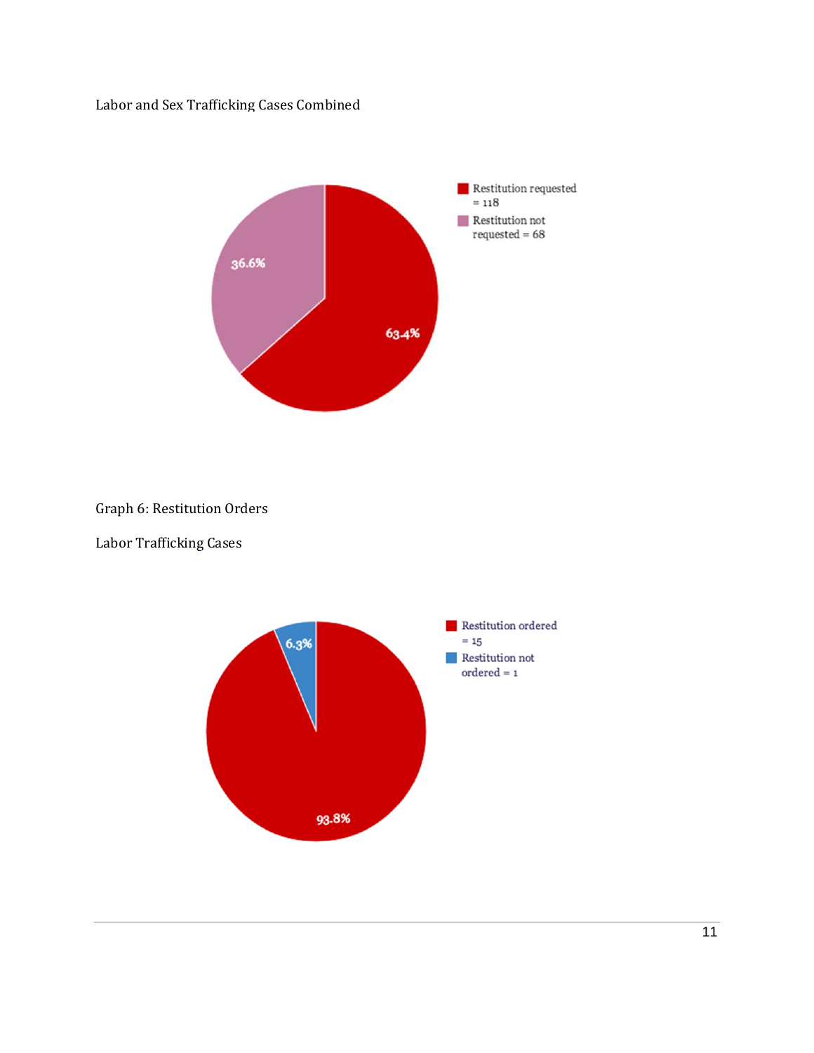Labor and Sex Trafficking Cases Combined

- Restitution requested = 118
- Restitution not requested = 68

63.4%

36.6%

Graph 6: Restitution Orders

Labor Trafficking Cases

- Restitution ordered = 15
- Restitution not ordered = 1

93.8%

6.3%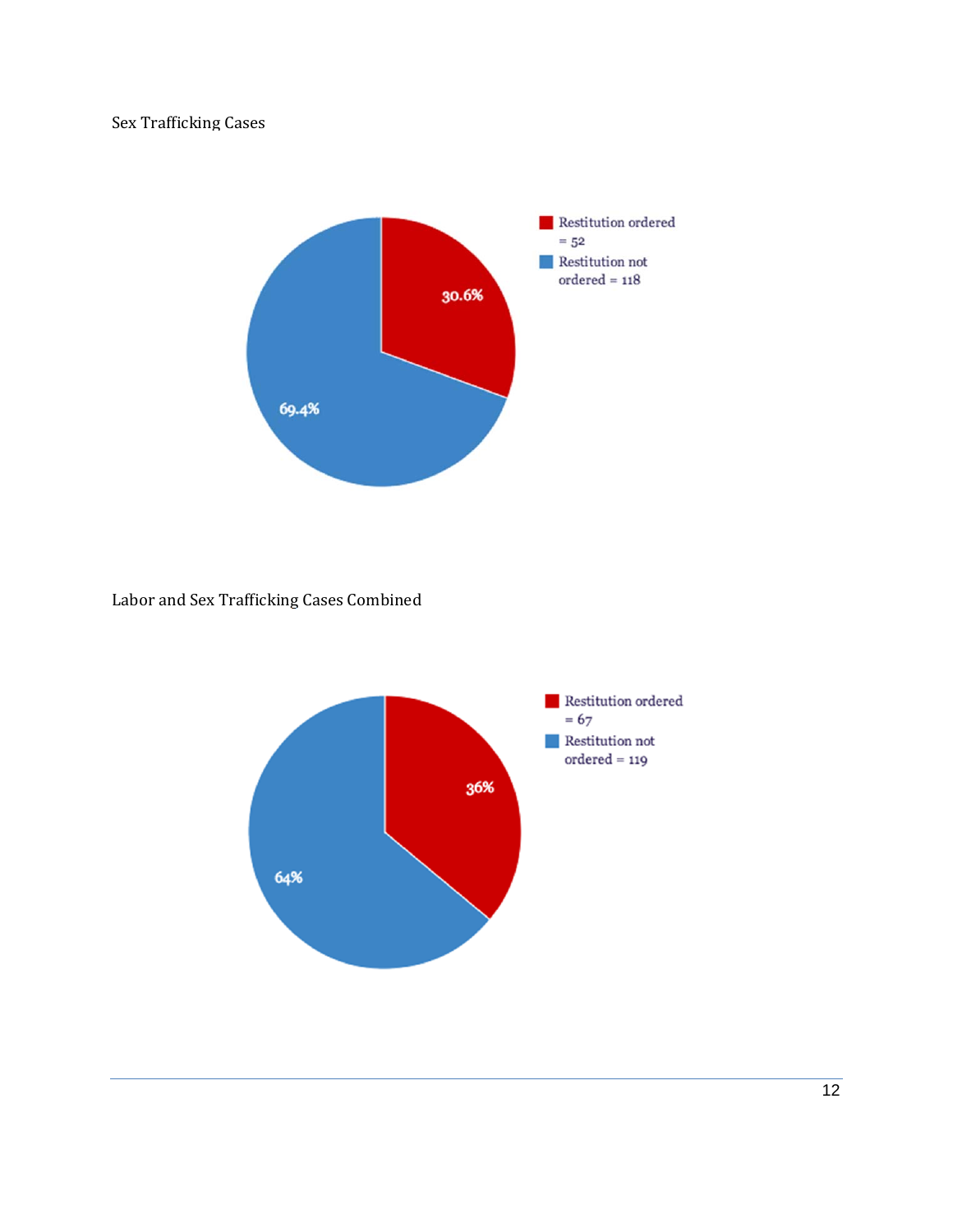Sex Trafficking Cases

Restitution ordered = 52

Restitution not ordered = 118

30.6%

69.4%

Labor and Sex Trafficking Cases Combined

Restitution ordered = 67

Restitution not ordered = 119

36%

64%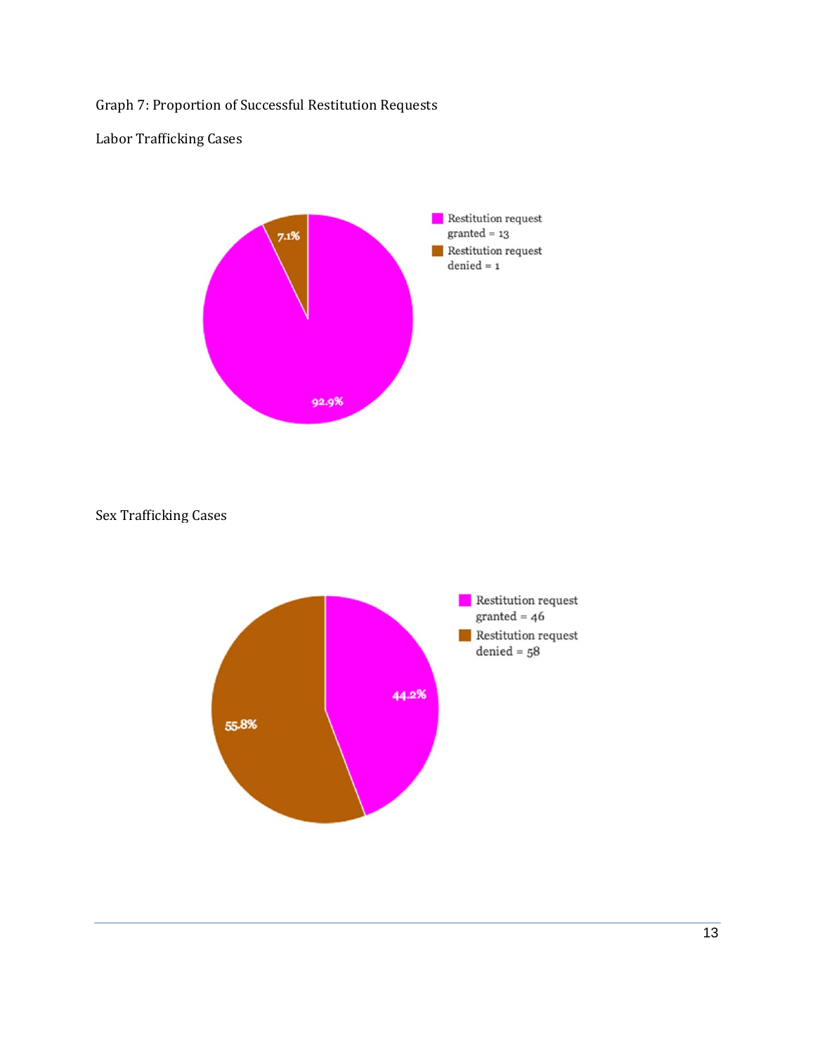Graph 7: Proportion of Successful Restitution Requests

Labor Trafficking Cases

| Category | Count | Percentage |
| --- | --- | --- |
| Restitution request granted | 13 | 92.9% |
| Restitution request denied | 1 | 7.1% |

Sex Trafficking Cases

| Category | Count | Percentage |
| --- | --- | --- |
| Restitution request granted | 46 | 44.2% |
| Restitution request denied | 58 | 55.8% |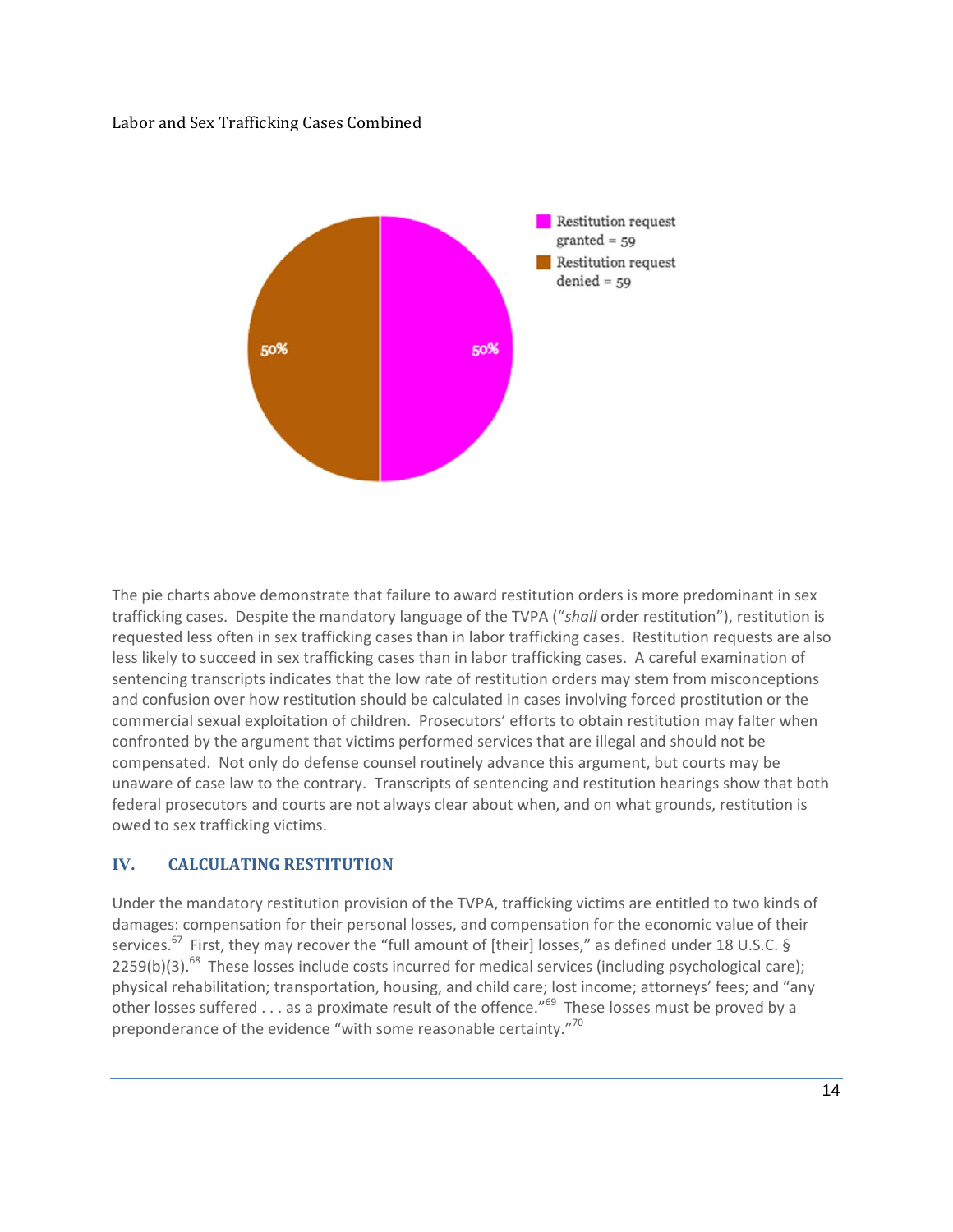Labor and Sex Trafficking Cases Combined

Restitution request granted = 59

Restitution request denied = 59

50%

50%

The pie charts above demonstrate that failure to award restitution orders is more predominant in sex trafficking cases. Despite the mandatory language of the TVPA ("*shall* order restitution"), restitution is requested less often in sex trafficking cases than in labor trafficking cases. Restitution requests are also less likely to succeed in sex trafficking cases than in labor trafficking cases. A careful examination of sentencing transcripts indicates that the low rate of restitution orders may stem from misconceptions and confusion over how restitution should be calculated in cases involving forced prostitution or the commercial sexual exploitation of children. Prosecutors' efforts to obtain restitution may falter when confronted by the argument that victims performed services that are illegal and should not be compensated. Not only do defense counsel routinely advance this argument, but courts may be unaware of case law to the contrary. Transcripts of sentencing and restitution hearings show that both federal prosecutors and courts are not always clear about when, and on what grounds, restitution is owed to sex trafficking victims.

## IV. CALCULATING RESTITUTION

Under the mandatory restitution provision of the TVPA, trafficking victims are entitled to two kinds of damages: compensation for their personal losses, and compensation for the economic value of their services.[67] First, they may recover the "full amount of [their] losses," as defined under 18 U.S.C. § 2259(b)(3).[68] These losses include costs incurred for medical services (including psychological care); physical rehabilitation; transportation, housing, and child care; lost income; attorneys' fees; and "any other losses suffered . . . as a proximate result of the offence."[69] These losses must be proved by a preponderance of the evidence "with some reasonable certainty."[70]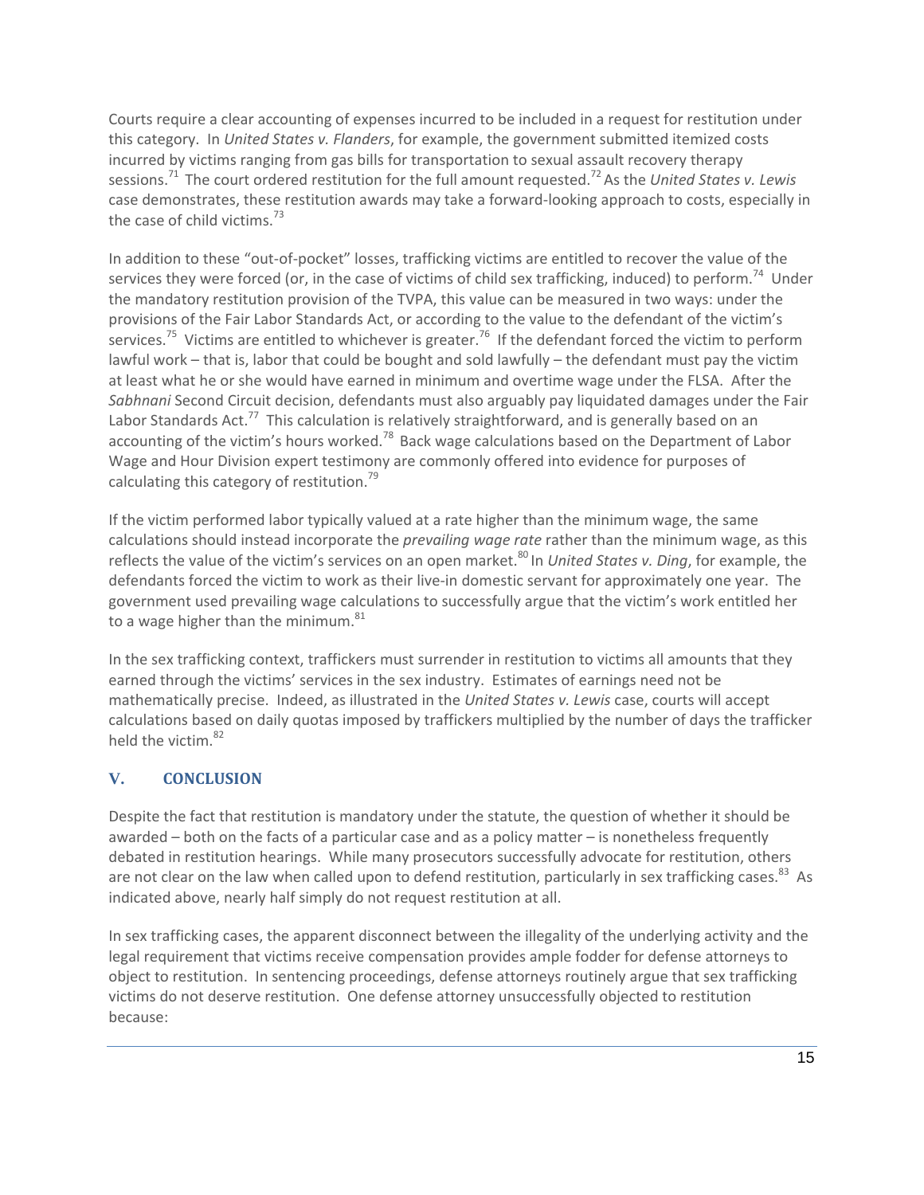Courts require a clear accounting of expenses incurred to be included in a request for restitution under this category. In *United States v. Flanders*, for example, the government submitted itemized costs incurred by victims ranging from gas bills for transportation to sexual assault recovery therapy sessions.[71] The court ordered restitution for the full amount requested.[72] As the *United States v. Lewis* case demonstrates, these restitution awards may take a forward-looking approach to costs, especially in the case of child victims.[73]

In addition to these "out-of-pocket" losses, trafficking victims are entitled to recover the value of the services they were forced (or, in the case of victims of child sex trafficking, induced) to perform.[74] Under the mandatory restitution provision of the TVPA, this value can be measured in two ways: under the provisions of the Fair Labor Standards Act, or according to the value to the defendant of the victim's services.[75] Victims are entitled to whichever is greater.[76] If the defendant forced the victim to perform lawful work – that is, labor that could be bought and sold lawfully – the defendant must pay the victim at least what he or she would have earned in minimum and overtime wage under the FLSA. After the *Sabhnani* Second Circuit decision, defendants must also arguably pay liquidated damages under the Fair Labor Standards Act.[77] This calculation is relatively straightforward, and is generally based on an accounting of the victim's hours worked.[78] Back wage calculations based on the Department of Labor Wage and Hour Division expert testimony are commonly offered into evidence for purposes of calculating this category of restitution.[79]

If the victim performed labor typically valued at a rate higher than the minimum wage, the same calculations should instead incorporate the *prevailing wage rate* rather than the minimum wage, as this reflects the value of the victim's services on an open market.[80] In *United States v. Ding*, for example, the defendants forced the victim to work as their live-in domestic servant for approximately one year. The government used prevailing wage calculations to successfully argue that the victim's work entitled her to a wage higher than the minimum.[81]

In the sex trafficking context, traffickers must surrender in restitution to victims all amounts that they earned through the victims' services in the sex industry. Estimates of earnings need not be mathematically precise. Indeed, as illustrated in the *United States v. Lewis* case, courts will accept calculations based on daily quotas imposed by traffickers multiplied by the number of days the trafficker held the victim.[82]

## V. CONCLUSION

Despite the fact that restitution is mandatory under the statute, the question of whether it should be awarded – both on the facts of a particular case and as a policy matter – is nonetheless frequently debated in restitution hearings. While many prosecutors successfully advocate for restitution, others are not clear on the law when called upon to defend restitution, particularly in sex trafficking cases.[83] As indicated above, nearly half simply do not request restitution at all.

In sex trafficking cases, the apparent disconnect between the illegality of the underlying activity and the legal requirement that victims receive compensation provides ample fodder for defense attorneys to object to restitution. In sentencing proceedings, defense attorneys routinely argue that sex trafficking victims do not deserve restitution. One defense attorney unsuccessfully objected to restitution because: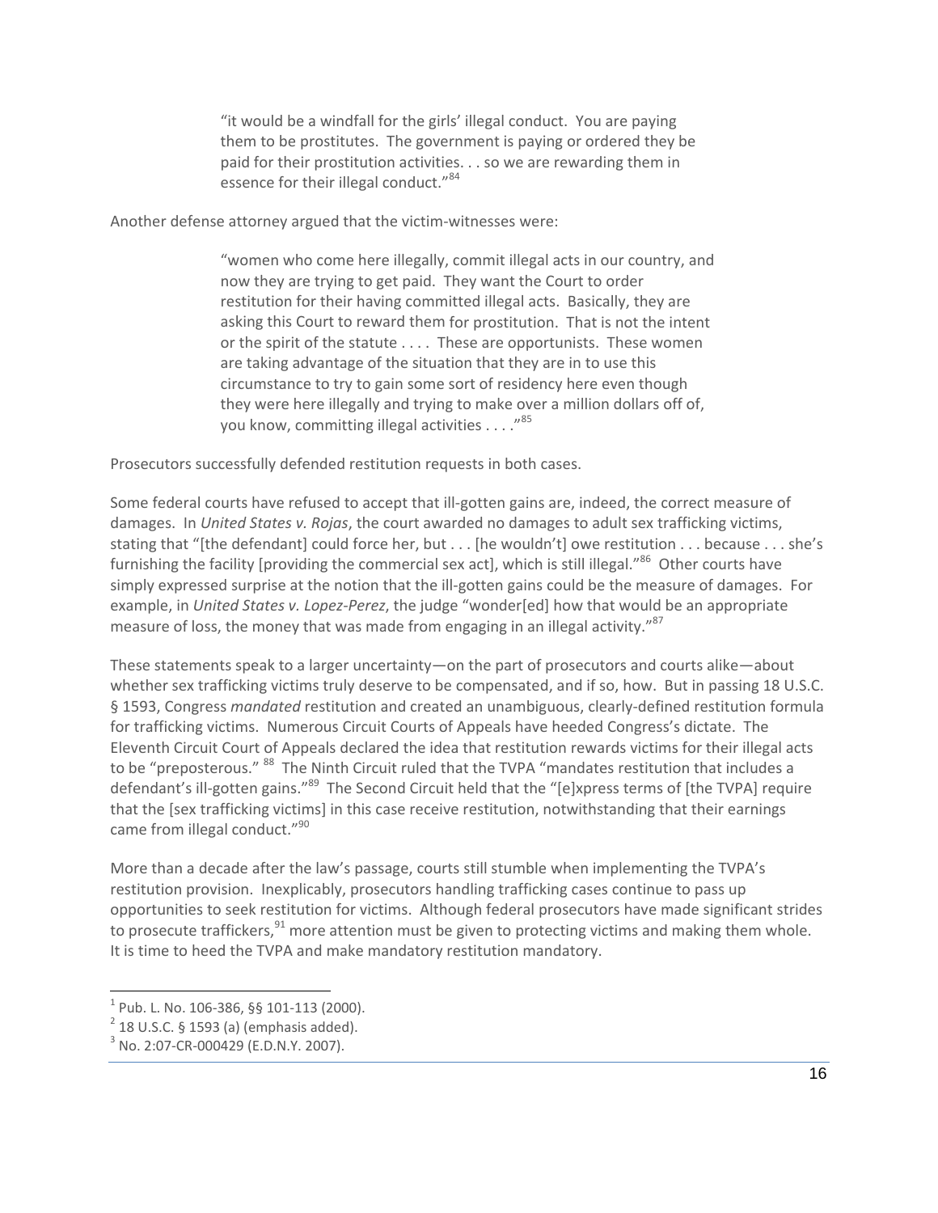> "it would be a windfall for the girls' illegal conduct. You are paying them to be prostitutes. The government is paying or ordered they be paid for their prostitution activities. . . so we are rewarding them in essence for their illegal conduct."[84]

Another defense attorney argued that the victim-witnesses were:

> "women who come here illegally, commit illegal acts in our country, and now they are trying to get paid. They want the Court to order restitution for their having committed illegal acts. Basically, they are asking this Court to reward them for prostitution. That is not the intent or the spirit of the statute . . . . These are opportunists. These women are taking advantage of the situation that they are in to use this circumstance to try to gain some sort of residency here even though they were here illegally and trying to make over a million dollars off of, you know, committing illegal activities . . . ."[85]

Prosecutors successfully defended restitution requests in both cases.

Some federal courts have refused to accept that ill-gotten gains are, indeed, the correct measure of damages. In *United States v. Rojas*, the court awarded no damages to adult sex trafficking victims, stating that "[the defendant] could force her, but . . . [he wouldn't] owe restitution . . . because . . . she's furnishing the facility [providing the commercial sex act], which is still illegal."[86] Other courts have simply expressed surprise at the notion that the ill-gotten gains could be the measure of damages. For example, in *United States v. Lopez-Perez*, the judge "wonder[ed] how that would be an appropriate measure of loss, the money that was made from engaging in an illegal activity."[87]

These statements speak to a larger uncertainty—on the part of prosecutors and courts alike—about whether sex trafficking victims truly deserve to be compensated, and if so, how. But in passing 18 U.S.C. § 1593, Congress *mandated* restitution and created an unambiguous, clearly-defined restitution formula for trafficking victims. Numerous Circuit Courts of Appeals have heeded Congress's dictate. The Eleventh Circuit Court of Appeals declared the idea that restitution rewards victims for their illegal acts to be "preposterous." [88] The Ninth Circuit ruled that the TVPA "mandates restitution that includes a defendant's ill-gotten gains."[89] The Second Circuit held that the "[e]xpress terms of [the TVPA] require that the [sex trafficking victims] in this case receive restitution, notwithstanding that their earnings came from illegal conduct."[90]

More than a decade after the law's passage, courts still stumble when implementing the TVPA's restitution provision. Inexplicably, prosecutors handling trafficking cases continue to pass up opportunities to seek restitution for victims. Although federal prosecutors have made significant strides to prosecute traffickers,[91] more attention must be given to protecting victims and making them whole. It is time to heed the TVPA and make mandatory restitution mandatory.

---

[1] Pub. L. No. 106-386, §§ 101-113 (2000).

[2] 18 U.S.C. § 1593 (a) (emphasis added).

[3] No. 2:07-CR-000429 (E.D.N.Y. 2007).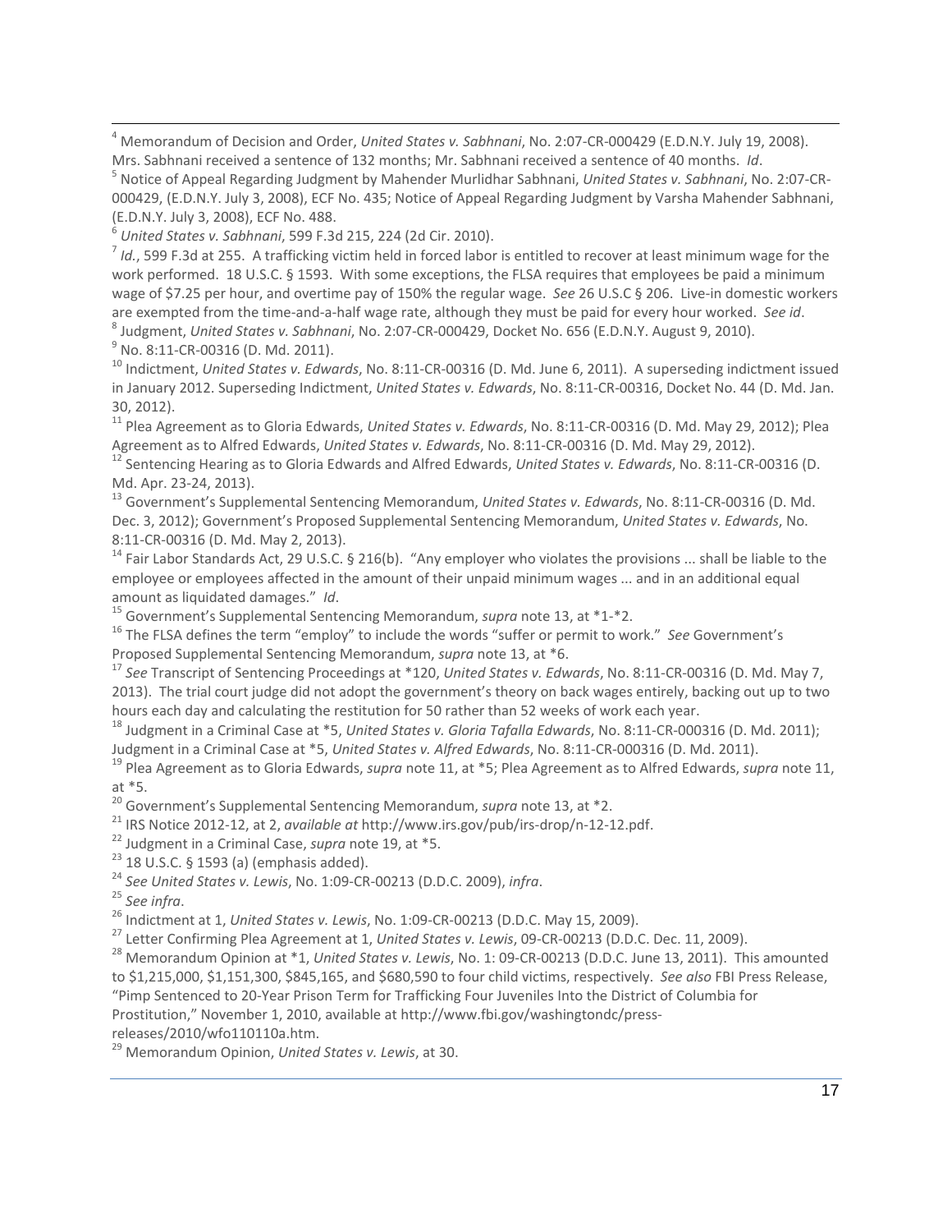[4] Memorandum of Decision and Order, *United States v. Sabhnani*, No. 2:07-CR-000429 (E.D.N.Y. July 19, 2008). Mrs. Sabhnani received a sentence of 132 months; Mr. Sabhnani received a sentence of 40 months. *Id*.

[5] Notice of Appeal Regarding Judgment by Mahender Murlidhar Sabhnani, *United States v. Sabhnani*, No. 2:07-CR-000429, (E.D.N.Y. July 3, 2008), ECF No. 435; Notice of Appeal Regarding Judgment by Varsha Mahender Sabhnani, (E.D.N.Y. July 3, 2008), ECF No. 488.

[6] *United States v. Sabhnani*, 599 F.3d 215, 224 (2d Cir. 2010).

[7] *Id.*, 599 F.3d at 255. A trafficking victim held in forced labor is entitled to recover at least minimum wage for the work performed. 18 U.S.C. § 1593. With some exceptions, the FLSA requires that employees be paid a minimum wage of $7.25 per hour, and overtime pay of 150% the regular wage. *See* 26 U.S.C § 206. Live-in domestic workers are exempted from the time-and-a-half wage rate, although they must be paid for every hour worked. *See id*.

[8] Judgment, *United States v. Sabhnani*, No. 2:07-CR-000429, Docket No. 656 (E.D.N.Y. August 9, 2010).

[9] No. 8:11-CR-00316 (D. Md. 2011).

[10] Indictment, *United States v. Edwards*, No. 8:11-CR-00316 (D. Md. June 6, 2011). A superseding indictment issued in January 2012. Superseding Indictment, *United States v. Edwards*, No. 8:11-CR-00316, Docket No. 44 (D. Md. Jan. 30, 2012).

[11] Plea Agreement as to Gloria Edwards, *United States v. Edwards*, No. 8:11-CR-00316 (D. Md. May 29, 2012); Plea Agreement as to Alfred Edwards, *United States v. Edwards*, No. 8:11-CR-00316 (D. Md. May 29, 2012).

[12] Sentencing Hearing as to Gloria Edwards and Alfred Edwards, *United States v. Edwards*, No. 8:11-CR-00316 (D. Md. Apr. 23-24, 2013).

[13] Government's Supplemental Sentencing Memorandum, *United States v. Edwards*, No. 8:11-CR-00316 (D. Md. Dec. 3, 2012); Government's Proposed Supplemental Sentencing Memorandum, *United States v. Edwards*, No. 8:11-CR-00316 (D. Md. May 2, 2013).

[14] Fair Labor Standards Act, 29 U.S.C. § 216(b). "Any employer who violates the provisions ... shall be liable to the employee or employees affected in the amount of their unpaid minimum wages ... and in an additional equal amount as liquidated damages." *Id*.

[15] Government's Supplemental Sentencing Memorandum, *supra* note 13, at *1-*2.

[16] The FLSA defines the term "employ" to include the words "suffer or permit to work." *See* Government's Proposed Supplemental Sentencing Memorandum, *supra* note 13, at *6.

[17] *See* Transcript of Sentencing Proceedings at *120, *United States v. Edwards*, No. 8:11-CR-00316 (D. Md. May 7, 2013). The trial court judge did not adopt the government's theory on back wages entirely, backing out up to two hours each day and calculating the restitution for 50 rather than 52 weeks of work each year.

[18] Judgment in a Criminal Case at *5, *United States v. Gloria Tafalla Edwards*, No. 8:11-CR-000316 (D. Md. 2011); Judgment in a Criminal Case at *5, *United States v. Alfred Edwards*, No. 8:11-CR-000316 (D. Md. 2011).

[19] Plea Agreement as to Gloria Edwards, *supra* note 11, at *5; Plea Agreement as to Alfred Edwards, *supra* note 11, at *5.

[20] Government's Supplemental Sentencing Memorandum, *supra* note 13, at *2.

[21] IRS Notice 2012-12, at 2, *available at* http://www.irs.gov/pub/irs-drop/n-12-12.pdf.

[22] Judgment in a Criminal Case, *supra* note 19, at *5.

[23] 18 U.S.C. § 1593 (a) (emphasis added).

[24] *See United States v. Lewis*, No. 1:09-CR-00213 (D.D.C. 2009), *infra*.

[25] *See infra*.

[26] Indictment at 1, *United States v. Lewis*, No. 1:09-CR-00213 (D.D.C. May 15, 2009).

[27] Letter Confirming Plea Agreement at 1, *United States v. Lewis*, 09-CR-00213 (D.D.C. Dec. 11, 2009).

[28] Memorandum Opinion at *1, *United States v. Lewis*, No. 1: 09-CR-00213 (D.D.C. June 13, 2011). This amounted to $1,215,000, $1,151,300, $845,165, and $680,590 to four child victims, respectively. *See also* FBI Press Release, "Pimp Sentenced to 20-Year Prison Term for Trafficking Four Juveniles Into the District of Columbia for Prostitution," November 1, 2010, available at http://www.fbi.gov/washingtondc/press-releases/2010/wfo110110a.htm.

[29] Memorandum Opinion, *United States v. Lewis*, at 30.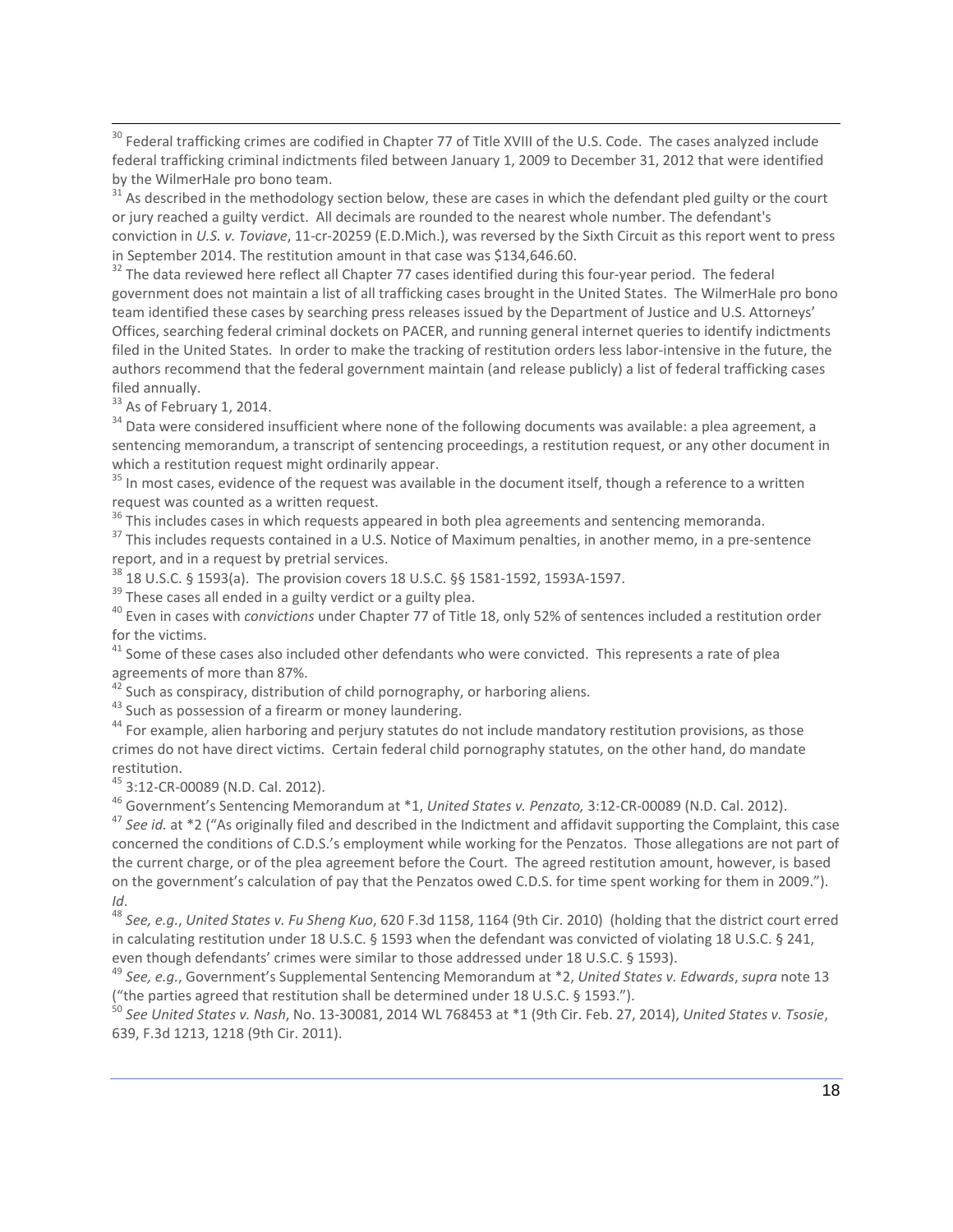[30] Federal trafficking crimes are codified in Chapter 77 of Title XVIII of the U.S. Code. The cases analyzed include federal trafficking criminal indictments filed between January 1, 2009 to December 31, 2012 that were identified by the WilmerHale pro bono team.

[31] As described in the methodology section below, these are cases in which the defendant pled guilty or the court or jury reached a guilty verdict. All decimals are rounded to the nearest whole number. The defendant's conviction in *U.S. v. Toviave*, 11-cr-20259 (E.D.Mich.), was reversed by the Sixth Circuit as this report went to press in September 2014. The restitution amount in that case was $134,646.60.

[32] The data reviewed here reflect all Chapter 77 cases identified during this four-year period. The federal government does not maintain a list of all trafficking cases brought in the United States. The WilmerHale pro bono team identified these cases by searching press releases issued by the Department of Justice and U.S. Attorneys' Offices, searching federal criminal dockets on PACER, and running general internet queries to identify indictments filed in the United States. In order to make the tracking of restitution orders less labor-intensive in the future, the authors recommend that the federal government maintain (and release publicly) a list of federal trafficking cases filed annually.

[33] As of February 1, 2014.

[34] Data were considered insufficient where none of the following documents was available: a plea agreement, a sentencing memorandum, a transcript of sentencing proceedings, a restitution request, or any other document in which a restitution request might ordinarily appear.

[35] In most cases, evidence of the request was available in the document itself, though a reference to a written request was counted as a written request.

[36] This includes cases in which requests appeared in both plea agreements and sentencing memoranda.

[37] This includes requests contained in a U.S. Notice of Maximum penalties, in another memo, in a pre-sentence report, and in a request by pretrial services.

[38] 18 U.S.C. § 1593(a). The provision covers 18 U.S.C. §§ 1581-1592, 1593A-1597.

[39] These cases all ended in a guilty verdict or a guilty plea.

[40] Even in cases with *convictions* under Chapter 77 of Title 18, only 52% of sentences included a restitution order for the victims.

[41] Some of these cases also included other defendants who were convicted. This represents a rate of plea agreements of more than 87%.

[42] Such as conspiracy, distribution of child pornography, or harboring aliens.

[43] Such as possession of a firearm or money laundering.

[44] For example, alien harboring and perjury statutes do not include mandatory restitution provisions, as those crimes do not have direct victims. Certain federal child pornography statutes, on the other hand, do mandate restitution.

[45] 3:12-CR-00089 (N.D. Cal. 2012).

[46] Government's Sentencing Memorandum at *1, *United States v. Penzato,* 3:12-CR-00089 (N.D. Cal. 2012).

[47] *See id.* at *2 ("As originally filed and described in the Indictment and affidavit supporting the Complaint, this case concerned the conditions of C.D.S.'s employment while working for the Penzatos. Those allegations are not part of the current charge, or of the plea agreement before the Court. The agreed restitution amount, however, is based on the government's calculation of pay that the Penzatos owed C.D.S. for time spent working for them in 2009."). *Id*.

[48] *See, e.g.*, *United States v. Fu Sheng Kuo*, 620 F.3d 1158, 1164 (9th Cir. 2010) (holding that the district court erred in calculating restitution under 18 U.S.C. § 1593 when the defendant was convicted of violating 18 U.S.C. § 241, even though defendants' crimes were similar to those addressed under 18 U.S.C. § 1593).

[49] *See, e.g.*, Government's Supplemental Sentencing Memorandum at *2, *United States v. Edwards*, *supra* note 13 ("the parties agreed that restitution shall be determined under 18 U.S.C. § 1593.").

[50] *See United States v. Nash*, No. 13-30081, 2014 WL 768453 at *1 (9th Cir. Feb. 27, 2014), *United States v. Tsosie*, 639, F.3d 1213, 1218 (9th Cir. 2011).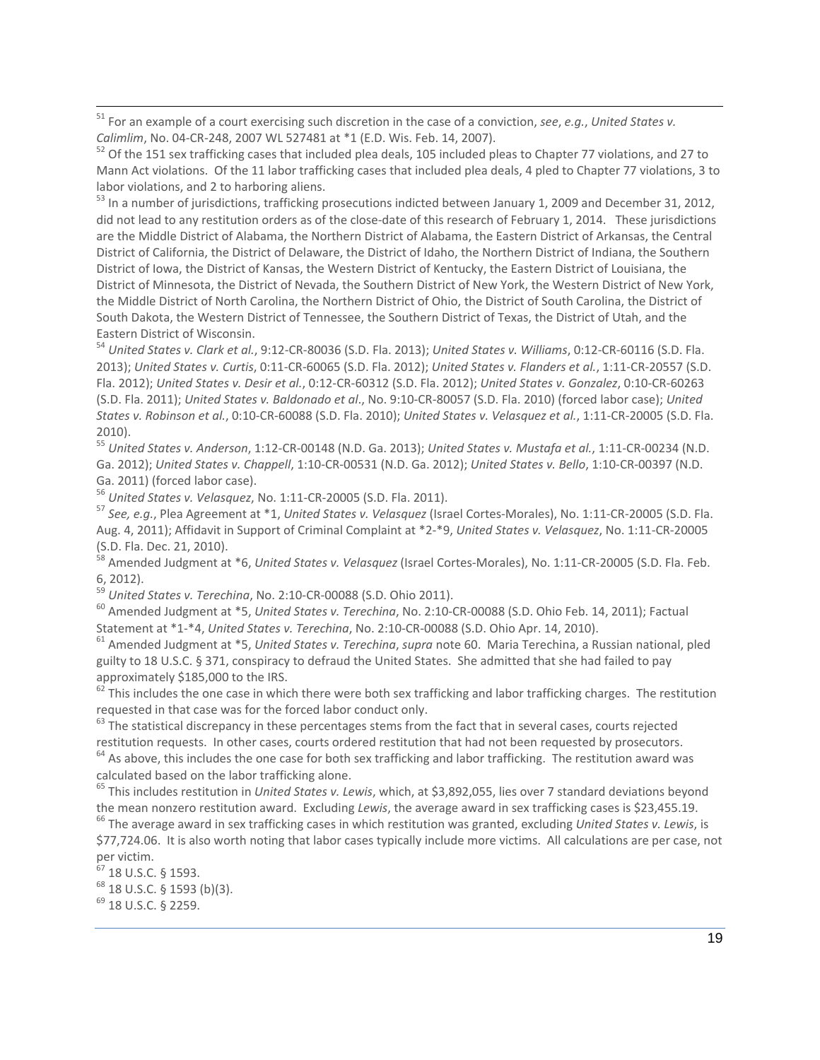[51] For an example of a court exercising such discretion in the case of a conviction, *see*, *e.g.*, *United States v. Calimlim*, No. 04-CR-248, 2007 WL 527481 at *1 (E.D. Wis. Feb. 14, 2007).

[52] Of the 151 sex trafficking cases that included plea deals, 105 included pleas to Chapter 77 violations, and 27 to Mann Act violations. Of the 11 labor trafficking cases that included plea deals, 4 pled to Chapter 77 violations, 3 to labor violations, and 2 to harboring aliens.

[53] In a number of jurisdictions, trafficking prosecutions indicted between January 1, 2009 and December 31, 2012, did not lead to any restitution orders as of the close-date of this research of February 1, 2014. These jurisdictions are the Middle District of Alabama, the Northern District of Alabama, the Eastern District of Arkansas, the Central District of California, the District of Delaware, the District of Idaho, the Northern District of Indiana, the Southern District of Iowa, the District of Kansas, the Western District of Kentucky, the Eastern District of Louisiana, the District of Minnesota, the District of Nevada, the Southern District of New York, the Western District of New York, the Middle District of North Carolina, the Northern District of Ohio, the District of South Carolina, the District of South Dakota, the Western District of Tennessee, the Southern District of Texas, the District of Utah, and the Eastern District of Wisconsin.

[54] *United States v. Clark et al.*, 9:12-CR-80036 (S.D. Fla. 2013); *United States v. Williams*, 0:12-CR-60116 (S.D. Fla. 2013); *United States v. Curtis*, 0:11-CR-60065 (S.D. Fla. 2012); *United States v. Flanders et al.*, 1:11-CR-20557 (S.D. Fla. 2012); *United States v. Desir et al.*, 0:12-CR-60312 (S.D. Fla. 2012); *United States v. Gonzalez*, 0:10-CR-60263 (S.D. Fla. 2011); *United States v. Baldonado et al*., No. 9:10-CR-80057 (S.D. Fla. 2010) (forced labor case); *United States v. Robinson et al.*, 0:10-CR-60088 (S.D. Fla. 2010); *United States v. Velasquez et al.*, 1:11-CR-20005 (S.D. Fla. 2010).

[55] *United States v. Anderson*, 1:12-CR-00148 (N.D. Ga. 2013); *United States v. Mustafa et al.*, 1:11-CR-00234 (N.D. Ga. 2012); *United States v. Chappell*, 1:10-CR-00531 (N.D. Ga. 2012); *United States v. Bello*, 1:10-CR-00397 (N.D. Ga. 2011) (forced labor case).

[56] *United States v. Velasquez*, No. 1:11-CR-20005 (S.D. Fla. 2011).

[57] *See, e.g.*, Plea Agreement at *1, *United States v. Velasquez* (Israel Cortes-Morales), No. 1:11-CR-20005 (S.D. Fla. Aug. 4, 2011); Affidavit in Support of Criminal Complaint at *2-*9, *United States v. Velasquez*, No. 1:11-CR-20005 (S.D. Fla. Dec. 21, 2010).

[58] Amended Judgment at *6, *United States v. Velasquez* (Israel Cortes-Morales), No. 1:11-CR-20005 (S.D. Fla. Feb. 6, 2012).

[59] *United States v. Terechina*, No. 2:10-CR-00088 (S.D. Ohio 2011).

[60] Amended Judgment at *5, *United States v. Terechina*, No. 2:10-CR-00088 (S.D. Ohio Feb. 14, 2011); Factual Statement at *1-*4, *United States v. Terechina*, No. 2:10-CR-00088 (S.D. Ohio Apr. 14, 2010).

[61] Amended Judgment at *5, *United States v. Terechina*, *supra* note 60. Maria Terechina, a Russian national, pled guilty to 18 U.S.C. § 371, conspiracy to defraud the United States. She admitted that she had failed to pay approximately $185,000 to the IRS.

[62] This includes the one case in which there were both sex trafficking and labor trafficking charges. The restitution requested in that case was for the forced labor conduct only.

[63] The statistical discrepancy in these percentages stems from the fact that in several cases, courts rejected restitution requests. In other cases, courts ordered restitution that had not been requested by prosecutors.

[64] As above, this includes the one case for both sex trafficking and labor trafficking. The restitution award was calculated based on the labor trafficking alone.

[65] This includes restitution in *United States v. Lewis*, which, at $3,892,055, lies over 7 standard deviations beyond the mean nonzero restitution award. Excluding *Lewis*, the average award in sex trafficking cases is $23,455.19.

[66] The average award in sex trafficking cases in which restitution was granted, excluding *United States v. Lewis*, is $77,724.06. It is also worth noting that labor cases typically include more victims. All calculations are per case, not per victim.

[67] 18 U.S.C. § 1593.

[68] 18 U.S.C. § 1593 (b)(3).

[69] 18 U.S.C. § 2259.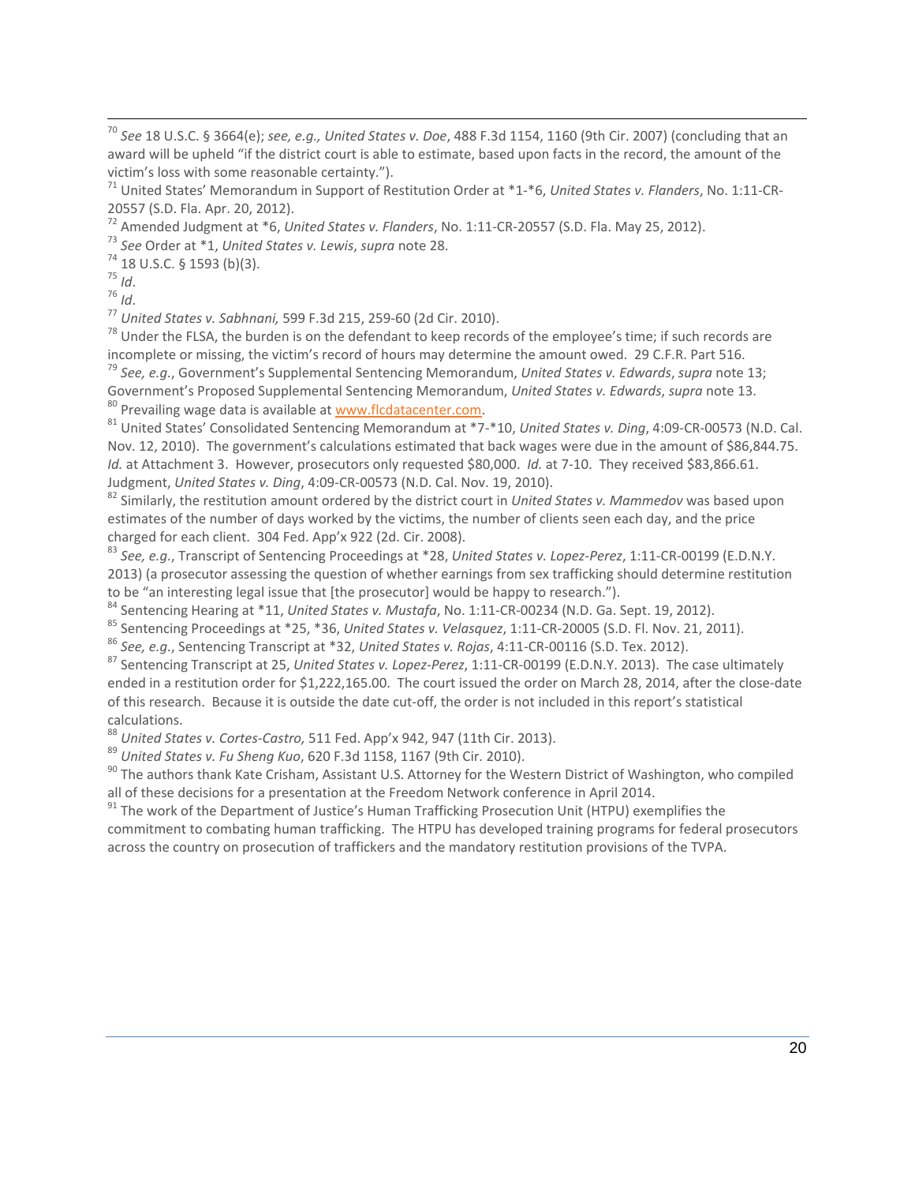[70] *See* 18 U.S.C. § 3664(e); *see, e.g., United States v. Doe*, 488 F.3d 1154, 1160 (9th Cir. 2007) (concluding that an award will be upheld "if the district court is able to estimate, based upon facts in the record, the amount of the victim's loss with some reasonable certainty.").

[71] United States' Memorandum in Support of Restitution Order at *1-*6, *United States v. Flanders*, No. 1:11-CR-20557 (S.D. Fla. Apr. 20, 2012).

[72] Amended Judgment at *6, *United States v. Flanders*, No. 1:11-CR-20557 (S.D. Fla. May 25, 2012).

[73] *See* Order at *1, *United States v. Lewis*, *supra* note 28.

[74] 18 U.S.C. § 1593 (b)(3).

[75] *Id*.

[76] *Id*.

[77] *United States v. Sabhnani,* 599 F.3d 215, 259-60 (2d Cir. 2010).

[78] Under the FLSA, the burden is on the defendant to keep records of the employee's time; if such records are incomplete or missing, the victim's record of hours may determine the amount owed. 29 C.F.R. Part 516.

[79] *See, e.g.*, Government's Supplemental Sentencing Memorandum, *United States v. Edwards*, *supra* note 13; Government's Proposed Supplemental Sentencing Memorandum, *United States v. Edwards*, *supra* note 13.

[80] Prevailing wage data is available at www.flcdatacenter.com.

[81] United States' Consolidated Sentencing Memorandum at *7-*10, *United States v. Ding*, 4:09-CR-00573 (N.D. Cal. Nov. 12, 2010). The government's calculations estimated that back wages were due in the amount of $86,844.75. *Id.* at Attachment 3. However, prosecutors only requested $80,000. *Id.* at 7-10. They received $83,866.61. Judgment, *United States v. Ding*, 4:09-CR-00573 (N.D. Cal. Nov. 19, 2010).

[82] Similarly, the restitution amount ordered by the district court in *United States v. Mammedov* was based upon estimates of the number of days worked by the victims, the number of clients seen each day, and the price charged for each client. 304 Fed. App'x 922 (2d. Cir. 2008).

[83] *See, e.g.*, Transcript of Sentencing Proceedings at *28, *United States v. Lopez-Perez*, 1:11-CR-00199 (E.D.N.Y. 2013) (a prosecutor assessing the question of whether earnings from sex trafficking should determine restitution to be "an interesting legal issue that [the prosecutor] would be happy to research.").

[84] Sentencing Hearing at *11, *United States v. Mustafa*, No. 1:11-CR-00234 (N.D. Ga. Sept. 19, 2012).

[85] Sentencing Proceedings at *25, *36, *United States v. Velasquez*, 1:11-CR-20005 (S.D. Fl. Nov. 21, 2011).

[86] *See, e.g.*, Sentencing Transcript at *32, *United States v. Rojas*, 4:11-CR-00116 (S.D. Tex. 2012).

[87] Sentencing Transcript at 25, *United States v. Lopez-Perez*, 1:11-CR-00199 (E.D.N.Y. 2013). The case ultimately ended in a restitution order for $1,222,165.00. The court issued the order on March 28, 2014, after the close-date of this research. Because it is outside the date cut-off, the order is not included in this report's statistical calculations.

[88] *United States v. Cortes-Castro,* 511 Fed. App'x 942, 947 (11th Cir. 2013).

[89] *United States v. Fu Sheng Kuo*, 620 F.3d 1158, 1167 (9th Cir. 2010).

[90] The authors thank Kate Crisham, Assistant U.S. Attorney for the Western District of Washington, who compiled all of these decisions for a presentation at the Freedom Network conference in April 2014.

[91] The work of the Department of Justice's Human Trafficking Prosecution Unit (HTPU) exemplifies the commitment to combating human trafficking. The HTPU has developed training programs for federal prosecutors across the country on prosecution of traffickers and the mandatory restitution provisions of the TVPA.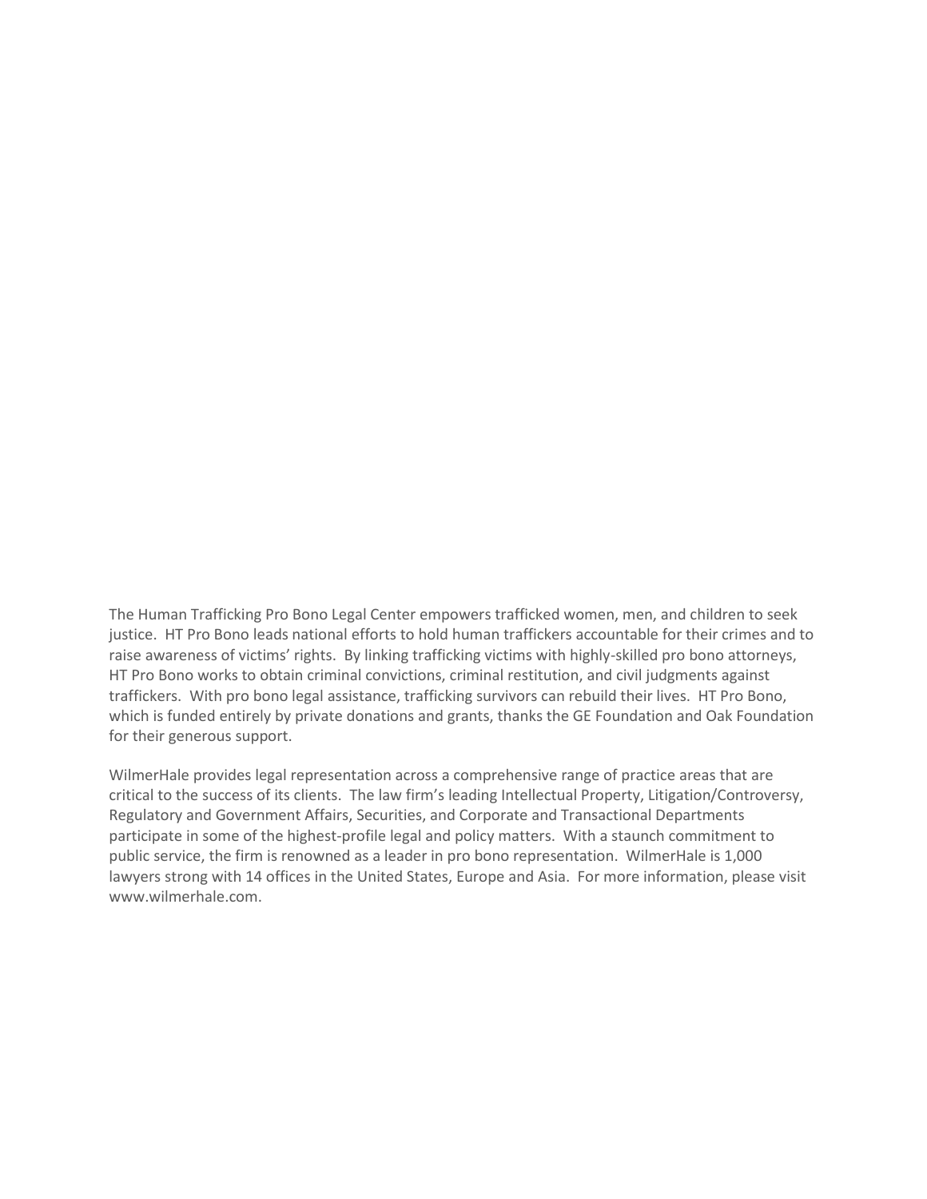The Human Trafficking Pro Bono Legal Center empowers trafficked women, men, and children to seek justice. HT Pro Bono leads national efforts to hold human traffickers accountable for their crimes and to raise awareness of victims' rights. By linking trafficking victims with highly-skilled pro bono attorneys, HT Pro Bono works to obtain criminal convictions, criminal restitution, and civil judgments against traffickers. With pro bono legal assistance, trafficking survivors can rebuild their lives. HT Pro Bono, which is funded entirely by private donations and grants, thanks the GE Foundation and Oak Foundation for their generous support.

WilmerHale provides legal representation across a comprehensive range of practice areas that are critical to the success of its clients. The law firm's leading Intellectual Property, Litigation/Controversy, Regulatory and Government Affairs, Securities, and Corporate and Transactional Departments participate in some of the highest-profile legal and policy matters. With a staunch commitment to public service, the firm is renowned as a leader in pro bono representation. WilmerHale is 1,000 lawyers strong with 14 offices in the United States, Europe and Asia. For more information, please visit www.wilmerhale.com.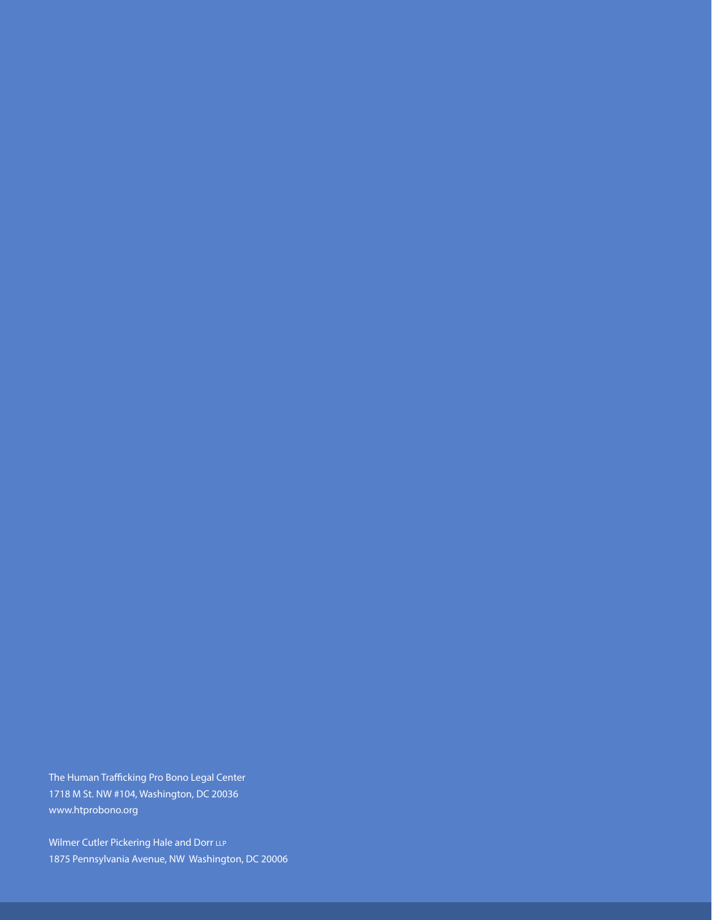The Human Trafficking Pro Bono Legal Center
1718 M St. NW #104, Washington, DC 20036
www.htprobono.org

Wilmer Cutler Pickering Hale and Dorr LLP
1875 Pennsylvania Avenue, NW Washington, DC 20006